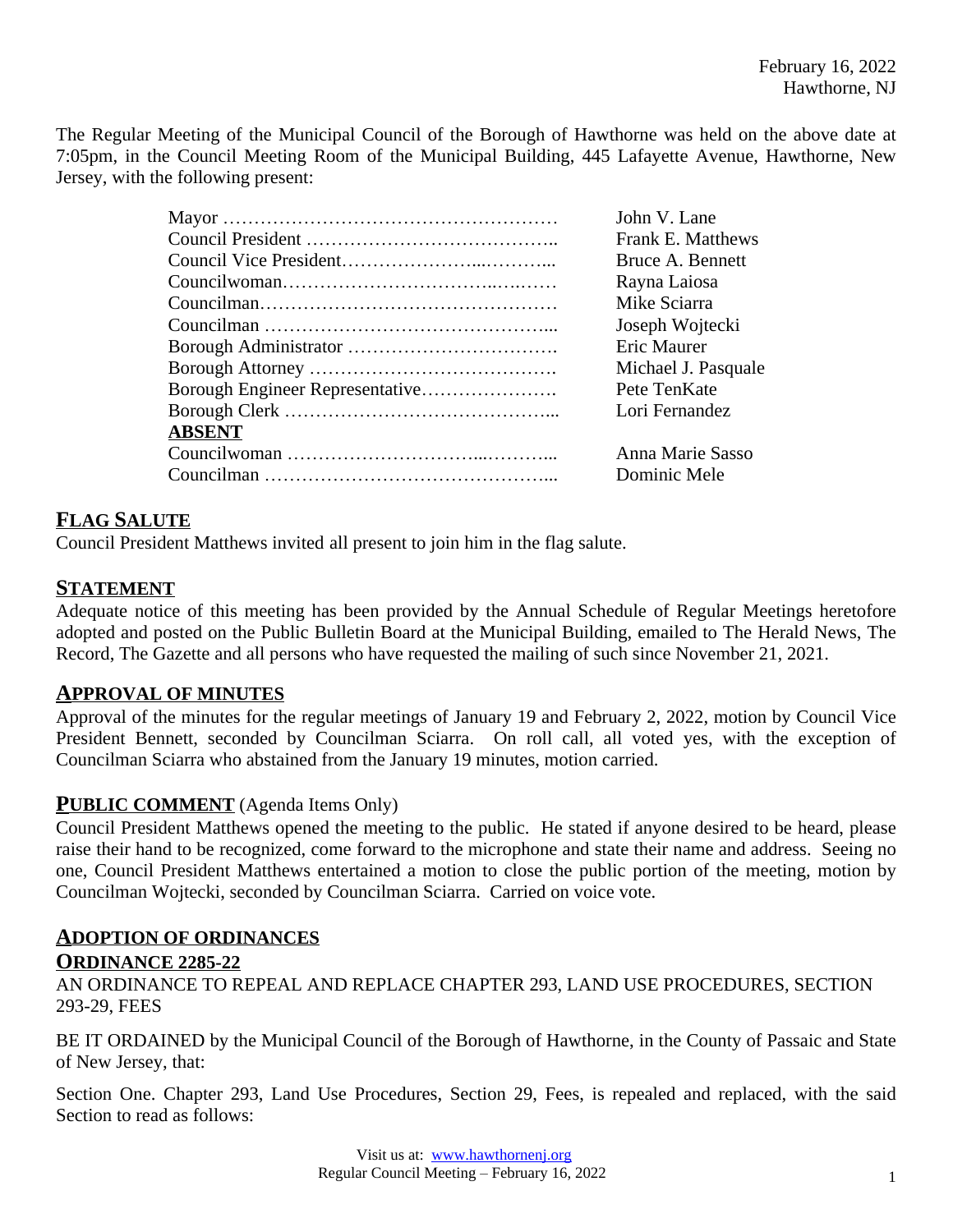February 16, 2022
Hawthorne, NJ

The Regular Meeting of the Municipal Council of the Borough of Hawthorne was held on the above date at 7:05pm, in the Council Meeting Room of the Municipal Building, 445 Lafayette Avenue, Hawthorne, New Jersey, with the following present:

| | |
|---|---|
| Mayor | John V. Lane |
| Council President | Frank E. Matthews |
| Council Vice President | Bruce A. Bennett |
| Councilwoman | Rayna Laiosa |
| Councilman | Mike Sciarra |
| Councilman | Joseph Wojtecki |
| Borough Administrator | Eric Maurer |
| Borough Attorney | Michael J. Pasquale |
| Borough Engineer Representative | Pete TenKate |
| Borough Clerk | Lori Fernandez |
| **ABSENT** | |
| Councilwoman | Anna Marie Sasso |
| Councilman | Dominic Mele |

## FLAG SALUTE

Council President Matthews invited all present to join him in the flag salute.

## STATEMENT

Adequate notice of this meeting has been provided by the Annual Schedule of Regular Meetings heretofore adopted and posted on the Public Bulletin Board at the Municipal Building, emailed to The Herald News, The Record, The Gazette and all persons who have requested the mailing of such since November 21, 2021.

## APPROVAL OF MINUTES

Approval of the minutes for the regular meetings of January 19 and February 2, 2022, motion by Council Vice President Bennett, seconded by Councilman Sciarra. On roll call, all voted yes, with the exception of Councilman Sciarra who abstained from the January 19 minutes, motion carried.

## PUBLIC COMMENT (Agenda Items Only)

Council President Matthews opened the meeting to the public. He stated if anyone desired to be heard, please raise their hand to be recognized, come forward to the microphone and state their name and address. Seeing no one, Council President Matthews entertained a motion to close the public portion of the meeting, motion by Councilman Wojtecki, seconded by Councilman Sciarra. Carried on voice vote.

## ADOPTION OF ORDINANCES

### ORDINANCE 2285-22

AN ORDINANCE TO REPEAL AND REPLACE CHAPTER 293, LAND USE PROCEDURES, SECTION 293-29, FEES

BE IT ORDAINED by the Municipal Council of the Borough of Hawthorne, in the County of Passaic and State of New Jersey, that:

Section One. Chapter 293, Land Use Procedures, Section 29, Fees, is repealed and replaced, with the said Section to read as follows: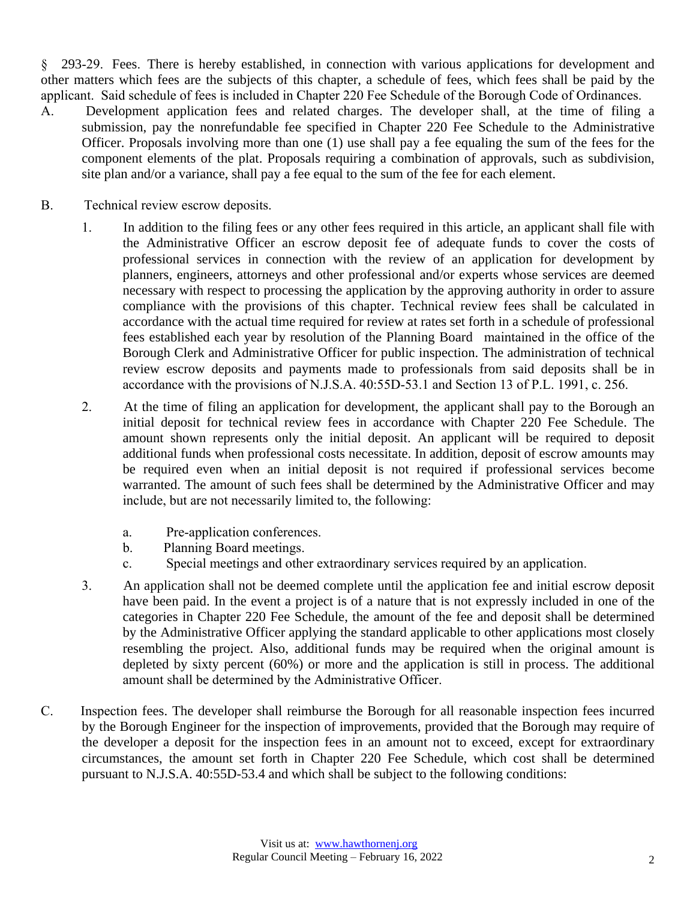§ 293-29. Fees. There is hereby established, in connection with various applications for development and other matters which fees are the subjects of this chapter, a schedule of fees, which fees shall be paid by the applicant. Said schedule of fees is included in Chapter 220 Fee Schedule of the Borough Code of Ordinances.

A. Development application fees and related charges. The developer shall, at the time of filing a submission, pay the nonrefundable fee specified in Chapter 220 Fee Schedule to the Administrative Officer. Proposals involving more than one (1) use shall pay a fee equaling the sum of the fees for the component elements of the plat. Proposals requiring a combination of approvals, such as subdivision, site plan and/or a variance, shall pay a fee equal to the sum of the fee for each element.

B. Technical review escrow deposits.

1. In addition to the filing fees or any other fees required in this article, an applicant shall file with the Administrative Officer an escrow deposit fee of adequate funds to cover the costs of professional services in connection with the review of an application for development by planners, engineers, attorneys and other professional and/or experts whose services are deemed necessary with respect to processing the application by the approving authority in order to assure compliance with the provisions of this chapter. Technical review fees shall be calculated in accordance with the actual time required for review at rates set forth in a schedule of professional fees established each year by resolution of the Planning Board maintained in the office of the Borough Clerk and Administrative Officer for public inspection. The administration of technical review escrow deposits and payments made to professionals from said deposits shall be in accordance with the provisions of N.J.S.A. 40:55D-53.1 and Section 13 of P.L. 1991, c. 256.

2. At the time of filing an application for development, the applicant shall pay to the Borough an initial deposit for technical review fees in accordance with Chapter 220 Fee Schedule. The amount shown represents only the initial deposit. An applicant will be required to deposit additional funds when professional costs necessitate. In addition, deposit of escrow amounts may be required even when an initial deposit is not required if professional services become warranted. The amount of such fees shall be determined by the Administrative Officer and may include, but are not necessarily limited to, the following:

   a. Pre-application conferences.
   b. Planning Board meetings.
   c. Special meetings and other extraordinary services required by an application.

3. An application shall not be deemed complete until the application fee and initial escrow deposit have been paid. In the event a project is of a nature that is not expressly included in one of the categories in Chapter 220 Fee Schedule, the amount of the fee and deposit shall be determined by the Administrative Officer applying the standard applicable to other applications most closely resembling the project. Also, additional funds may be required when the original amount is depleted by sixty percent (60%) or more and the application is still in process. The additional amount shall be determined by the Administrative Officer.

C. Inspection fees. The developer shall reimburse the Borough for all reasonable inspection fees incurred by the Borough Engineer for the inspection of improvements, provided that the Borough may require of the developer a deposit for the inspection fees in an amount not to exceed, except for extraordinary circumstances, the amount set forth in Chapter 220 Fee Schedule, which cost shall be determined pursuant to N.J.S.A. 40:55D-53.4 and which shall be subject to the following conditions: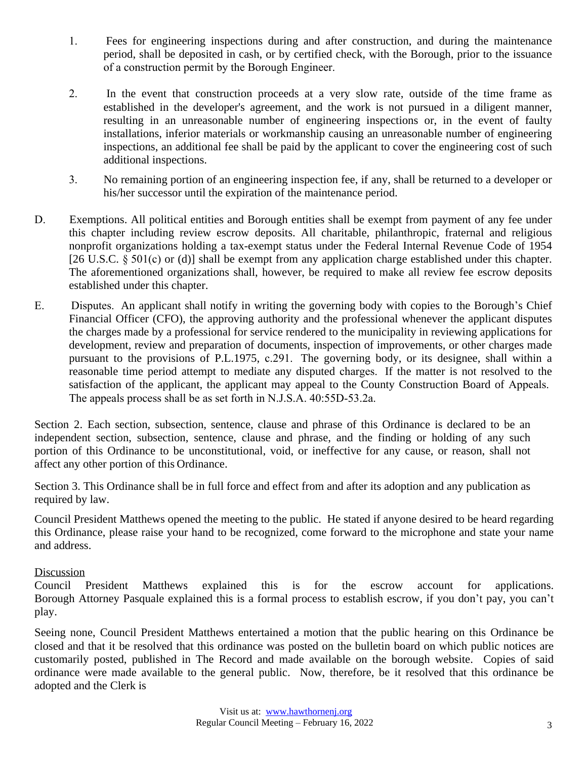1. Fees for engineering inspections during and after construction, and during the maintenance period, shall be deposited in cash, or by certified check, with the Borough, prior to the issuance of a construction permit by the Borough Engineer.

2. In the event that construction proceeds at a very slow rate, outside of the time frame as established in the developer's agreement, and the work is not pursued in a diligent manner, resulting in an unreasonable number of engineering inspections or, in the event of faulty installations, inferior materials or workmanship causing an unreasonable number of engineering inspections, an additional fee shall be paid by the applicant to cover the engineering cost of such additional inspections.

3. No remaining portion of an engineering inspection fee, if any, shall be returned to a developer or his/her successor until the expiration of the maintenance period.

D. Exemptions. All political entities and Borough entities shall be exempt from payment of any fee under this chapter including review escrow deposits. All charitable, philanthropic, fraternal and religious nonprofit organizations holding a tax-exempt status under the Federal Internal Revenue Code of 1954 [26 U.S.C. § 501(c) or (d)] shall be exempt from any application charge established under this chapter. The aforementioned organizations shall, however, be required to make all review fee escrow deposits established under this chapter.

E. Disputes. An applicant shall notify in writing the governing body with copies to the Borough's Chief Financial Officer (CFO), the approving authority and the professional whenever the applicant disputes the charges made by a professional for service rendered to the municipality in reviewing applications for development, review and preparation of documents, inspection of improvements, or other charges made pursuant to the provisions of P.L.1975, c.291. The governing body, or its designee, shall within a reasonable time period attempt to mediate any disputed charges. If the matter is not resolved to the satisfaction of the applicant, the applicant may appeal to the County Construction Board of Appeals. The appeals process shall be as set forth in N.J.S.A. 40:55D-53.2a.

Section 2. Each section, subsection, sentence, clause and phrase of this Ordinance is declared to be an independent section, subsection, sentence, clause and phrase, and the finding or holding of any such portion of this Ordinance to be unconstitutional, void, or ineffective for any cause, or reason, shall not affect any other portion of this Ordinance.

Section 3. This Ordinance shall be in full force and effect from and after its adoption and any publication as required by law.

Council President Matthews opened the meeting to the public. He stated if anyone desired to be heard regarding this Ordinance, please raise your hand to be recognized, come forward to the microphone and state your name and address.

Discussion

Council President Matthews explained this is for the escrow account for applications. Borough Attorney Pasquale explained this is a formal process to establish escrow, if you don't pay, you can't play.

Seeing none, Council President Matthews entertained a motion that the public hearing on this Ordinance be closed and that it be resolved that this ordinance was posted on the bulletin board on which public notices are customarily posted, published in The Record and made available on the borough website. Copies of said ordinance were made available to the general public. Now, therefore, be it resolved that this ordinance be adopted and the Clerk is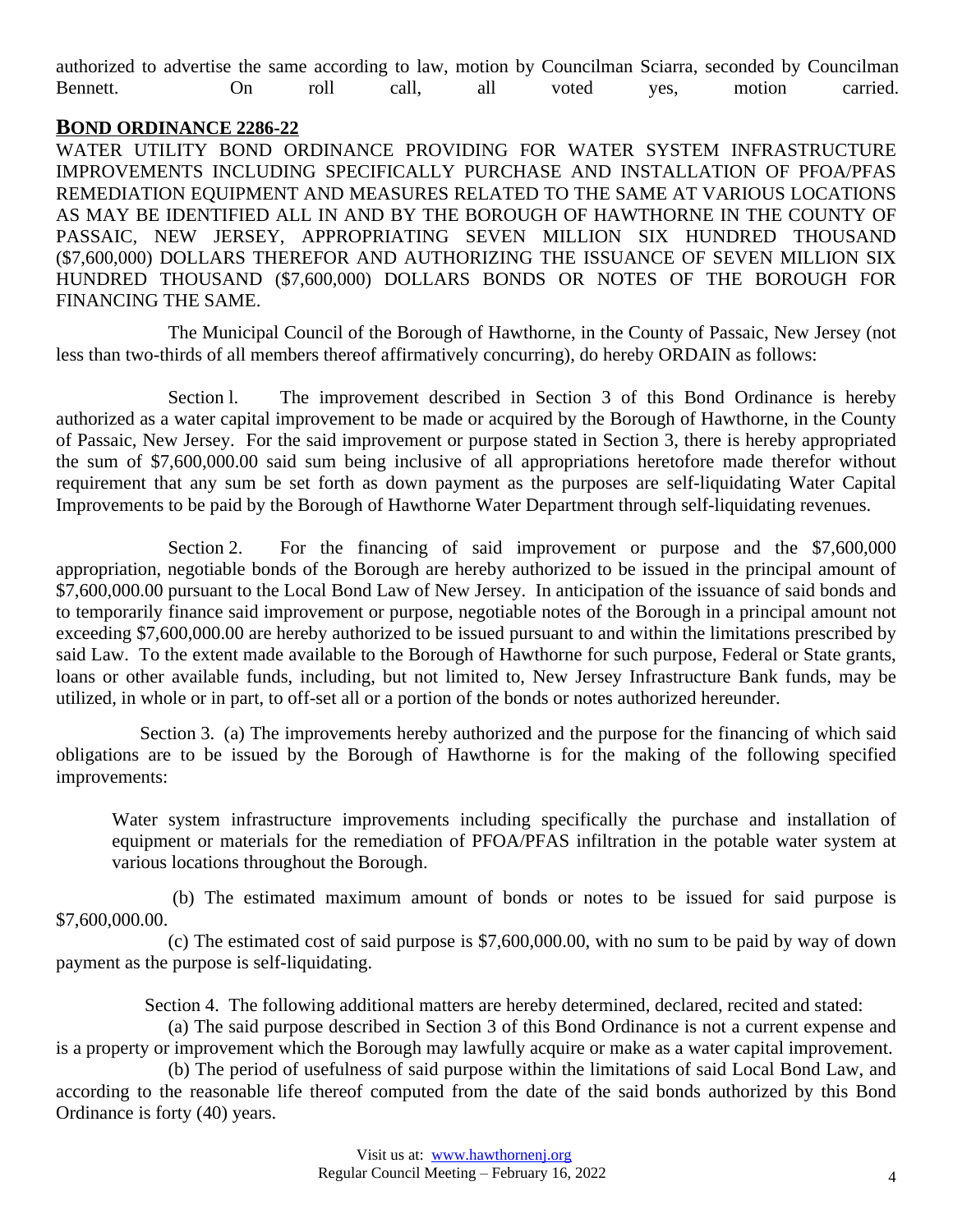authorized to advertise the same according to law, motion by Councilman Sciarra, seconded by Councilman Bennett. On roll call, all voted yes, motion carried.

## BOND ORDINANCE 2286-22

WATER UTILITY BOND ORDINANCE PROVIDING FOR WATER SYSTEM INFRASTRUCTURE IMPROVEMENTS INCLUDING SPECIFICALLY PURCHASE AND INSTALLATION OF PFOA/PFAS REMEDIATION EQUIPMENT AND MEASURES RELATED TO THE SAME AT VARIOUS LOCATIONS AS MAY BE IDENTIFIED ALL IN AND BY THE BOROUGH OF HAWTHORNE IN THE COUNTY OF PASSAIC, NEW JERSEY, APPROPRIATING SEVEN MILLION SIX HUNDRED THOUSAND ($7,600,000) DOLLARS THEREFOR AND AUTHORIZING THE ISSUANCE OF SEVEN MILLION SIX HUNDRED THOUSAND ($7,600,000) DOLLARS BONDS OR NOTES OF THE BOROUGH FOR FINANCING THE SAME.

The Municipal Council of the Borough of Hawthorne, in the County of Passaic, New Jersey (not less than two-thirds of all members thereof affirmatively concurring), do hereby ORDAIN as follows:

Section l. The improvement described in Section 3 of this Bond Ordinance is hereby authorized as a water capital improvement to be made or acquired by the Borough of Hawthorne, in the County of Passaic, New Jersey. For the said improvement or purpose stated in Section 3, there is hereby appropriated the sum of $7,600,000.00 said sum being inclusive of all appropriations heretofore made therefor without requirement that any sum be set forth as down payment as the purposes are self-liquidating Water Capital Improvements to be paid by the Borough of Hawthorne Water Department through self-liquidating revenues.

Section 2. For the financing of said improvement or purpose and the $7,600,000 appropriation, negotiable bonds of the Borough are hereby authorized to be issued in the principal amount of $7,600,000.00 pursuant to the Local Bond Law of New Jersey. In anticipation of the issuance of said bonds and to temporarily finance said improvement or purpose, negotiable notes of the Borough in a principal amount not exceeding $7,600,000.00 are hereby authorized to be issued pursuant to and within the limitations prescribed by said Law. To the extent made available to the Borough of Hawthorne for such purpose, Federal or State grants, loans or other available funds, including, but not limited to, New Jersey Infrastructure Bank funds, may be utilized, in whole or in part, to off-set all or a portion of the bonds or notes authorized hereunder.

Section 3. (a) The improvements hereby authorized and the purpose for the financing of which said obligations are to be issued by the Borough of Hawthorne is for the making of the following specified improvements:

> Water system infrastructure improvements including specifically the purchase and installation of equipment or materials for the remediation of PFOA/PFAS infiltration in the potable water system at various locations throughout the Borough.

(b) The estimated maximum amount of bonds or notes to be issued for said purpose is $7,600,000.00.

(c) The estimated cost of said purpose is $7,600,000.00, with no sum to be paid by way of down payment as the purpose is self-liquidating.

Section 4. The following additional matters are hereby determined, declared, recited and stated:

(a) The said purpose described in Section 3 of this Bond Ordinance is not a current expense and is a property or improvement which the Borough may lawfully acquire or make as a water capital improvement.

(b) The period of usefulness of said purpose within the limitations of said Local Bond Law, and according to the reasonable life thereof computed from the date of the said bonds authorized by this Bond Ordinance is forty (40) years.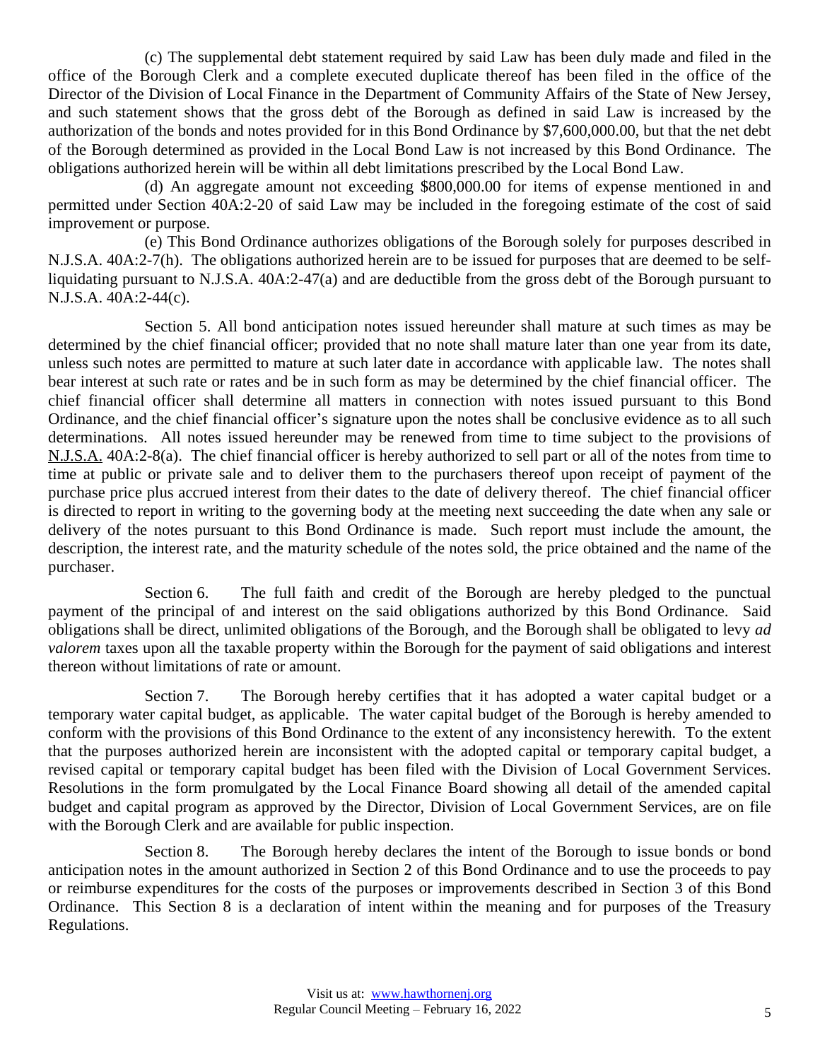(c) The supplemental debt statement required by said Law has been duly made and filed in the office of the Borough Clerk and a complete executed duplicate thereof has been filed in the office of the Director of the Division of Local Finance in the Department of Community Affairs of the State of New Jersey, and such statement shows that the gross debt of the Borough as defined in said Law is increased by the authorization of the bonds and notes provided for in this Bond Ordinance by $7,600,000.00, but that the net debt of the Borough determined as provided in the Local Bond Law is not increased by this Bond Ordinance. The obligations authorized herein will be within all debt limitations prescribed by the Local Bond Law.

(d) An aggregate amount not exceeding $800,000.00 for items of expense mentioned in and permitted under Section 40A:2-20 of said Law may be included in the foregoing estimate of the cost of said improvement or purpose.

(e) This Bond Ordinance authorizes obligations of the Borough solely for purposes described in N.J.S.A. 40A:2-7(h). The obligations authorized herein are to be issued for purposes that are deemed to be self-liquidating pursuant to N.J.S.A. 40A:2-47(a) and are deductible from the gross debt of the Borough pursuant to N.J.S.A. 40A:2-44(c).

Section 5. All bond anticipation notes issued hereunder shall mature at such times as may be determined by the chief financial officer; provided that no note shall mature later than one year from its date, unless such notes are permitted to mature at such later date in accordance with applicable law. The notes shall bear interest at such rate or rates and be in such form as may be determined by the chief financial officer. The chief financial officer shall determine all matters in connection with notes issued pursuant to this Bond Ordinance, and the chief financial officer's signature upon the notes shall be conclusive evidence as to all such determinations. All notes issued hereunder may be renewed from time to time subject to the provisions of N.J.S.A. 40A:2-8(a). The chief financial officer is hereby authorized to sell part or all of the notes from time to time at public or private sale and to deliver them to the purchasers thereof upon receipt of payment of the purchase price plus accrued interest from their dates to the date of delivery thereof. The chief financial officer is directed to report in writing to the governing body at the meeting next succeeding the date when any sale or delivery of the notes pursuant to this Bond Ordinance is made. Such report must include the amount, the description, the interest rate, and the maturity schedule of the notes sold, the price obtained and the name of the purchaser.

Section 6. The full faith and credit of the Borough are hereby pledged to the punctual payment of the principal of and interest on the said obligations authorized by this Bond Ordinance. Said obligations shall be direct, unlimited obligations of the Borough, and the Borough shall be obligated to levy *ad valorem* taxes upon all the taxable property within the Borough for the payment of said obligations and interest thereon without limitations of rate or amount.

Section 7. The Borough hereby certifies that it has adopted a water capital budget or a temporary water capital budget, as applicable. The water capital budget of the Borough is hereby amended to conform with the provisions of this Bond Ordinance to the extent of any inconsistency herewith. To the extent that the purposes authorized herein are inconsistent with the adopted capital or temporary capital budget, a revised capital or temporary capital budget has been filed with the Division of Local Government Services. Resolutions in the form promulgated by the Local Finance Board showing all detail of the amended capital budget and capital program as approved by the Director, Division of Local Government Services, are on file with the Borough Clerk and are available for public inspection.

Section 8. The Borough hereby declares the intent of the Borough to issue bonds or bond anticipation notes in the amount authorized in Section 2 of this Bond Ordinance and to use the proceeds to pay or reimburse expenditures for the costs of the purposes or improvements described in Section 3 of this Bond Ordinance. This Section 8 is a declaration of intent within the meaning and for purposes of the Treasury Regulations.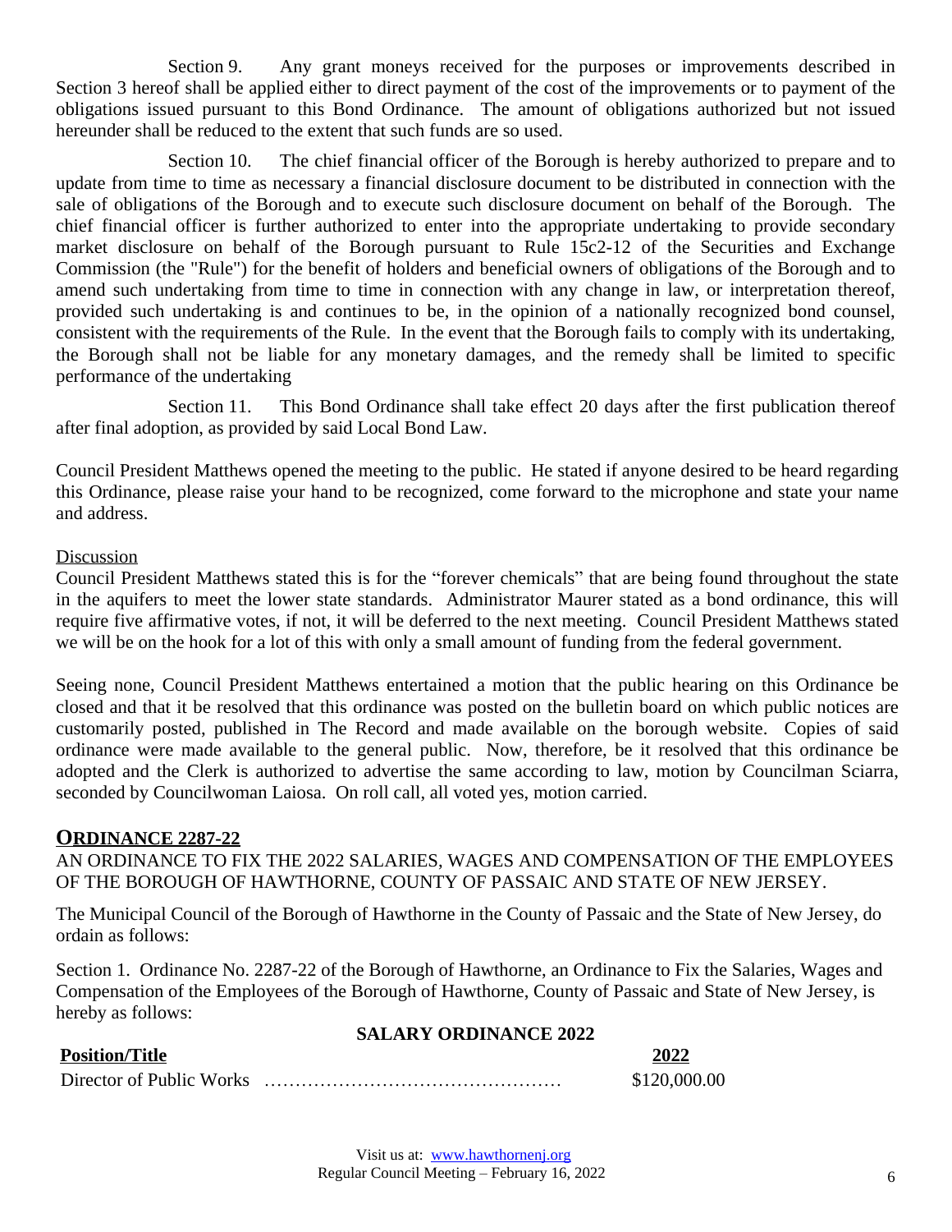Section 9. Any grant moneys received for the purposes or improvements described in Section 3 hereof shall be applied either to direct payment of the cost of the improvements or to payment of the obligations issued pursuant to this Bond Ordinance. The amount of obligations authorized but not issued hereunder shall be reduced to the extent that such funds are so used.

Section 10. The chief financial officer of the Borough is hereby authorized to prepare and to update from time to time as necessary a financial disclosure document to be distributed in connection with the sale of obligations of the Borough and to execute such disclosure document on behalf of the Borough. The chief financial officer is further authorized to enter into the appropriate undertaking to provide secondary market disclosure on behalf of the Borough pursuant to Rule 15c2-12 of the Securities and Exchange Commission (the "Rule") for the benefit of holders and beneficial owners of obligations of the Borough and to amend such undertaking from time to time in connection with any change in law, or interpretation thereof, provided such undertaking is and continues to be, in the opinion of a nationally recognized bond counsel, consistent with the requirements of the Rule. In the event that the Borough fails to comply with its undertaking, the Borough shall not be liable for any monetary damages, and the remedy shall be limited to specific performance of the undertaking

Section 11. This Bond Ordinance shall take effect 20 days after the first publication thereof after final adoption, as provided by said Local Bond Law.

Council President Matthews opened the meeting to the public. He stated if anyone desired to be heard regarding this Ordinance, please raise your hand to be recognized, come forward to the microphone and state your name and address.

Discussion

Council President Matthews stated this is for the "forever chemicals" that are being found throughout the state in the aquifers to meet the lower state standards. Administrator Maurer stated as a bond ordinance, this will require five affirmative votes, if not, it will be deferred to the next meeting. Council President Matthews stated we will be on the hook for a lot of this with only a small amount of funding from the federal government.

Seeing none, Council President Matthews entertained a motion that the public hearing on this Ordinance be closed and that it be resolved that this ordinance was posted on the bulletin board on which public notices are customarily posted, published in The Record and made available on the borough website. Copies of said ordinance were made available to the general public. Now, therefore, be it resolved that this ordinance be adopted and the Clerk is authorized to advertise the same according to law, motion by Councilman Sciarra, seconded by Councilwoman Laiosa. On roll call, all voted yes, motion carried.

## ORDINANCE 2287-22

AN ORDINANCE TO FIX THE 2022 SALARIES, WAGES AND COMPENSATION OF THE EMPLOYEES OF THE BOROUGH OF HAWTHORNE, COUNTY OF PASSAIC AND STATE OF NEW JERSEY.

The Municipal Council of the Borough of Hawthorne in the County of Passaic and the State of New Jersey, do ordain as follows:

Section 1. Ordinance No. 2287-22 of the Borough of Hawthorne, an Ordinance to Fix the Salaries, Wages and Compensation of the Employees of the Borough of Hawthorne, County of Passaic and State of New Jersey, is hereby as follows:

**SALARY ORDINANCE 2022**

| Position/Title | 2022 |
|---|---|
| Director of Public Works ………………………………………… | $120,000.00 |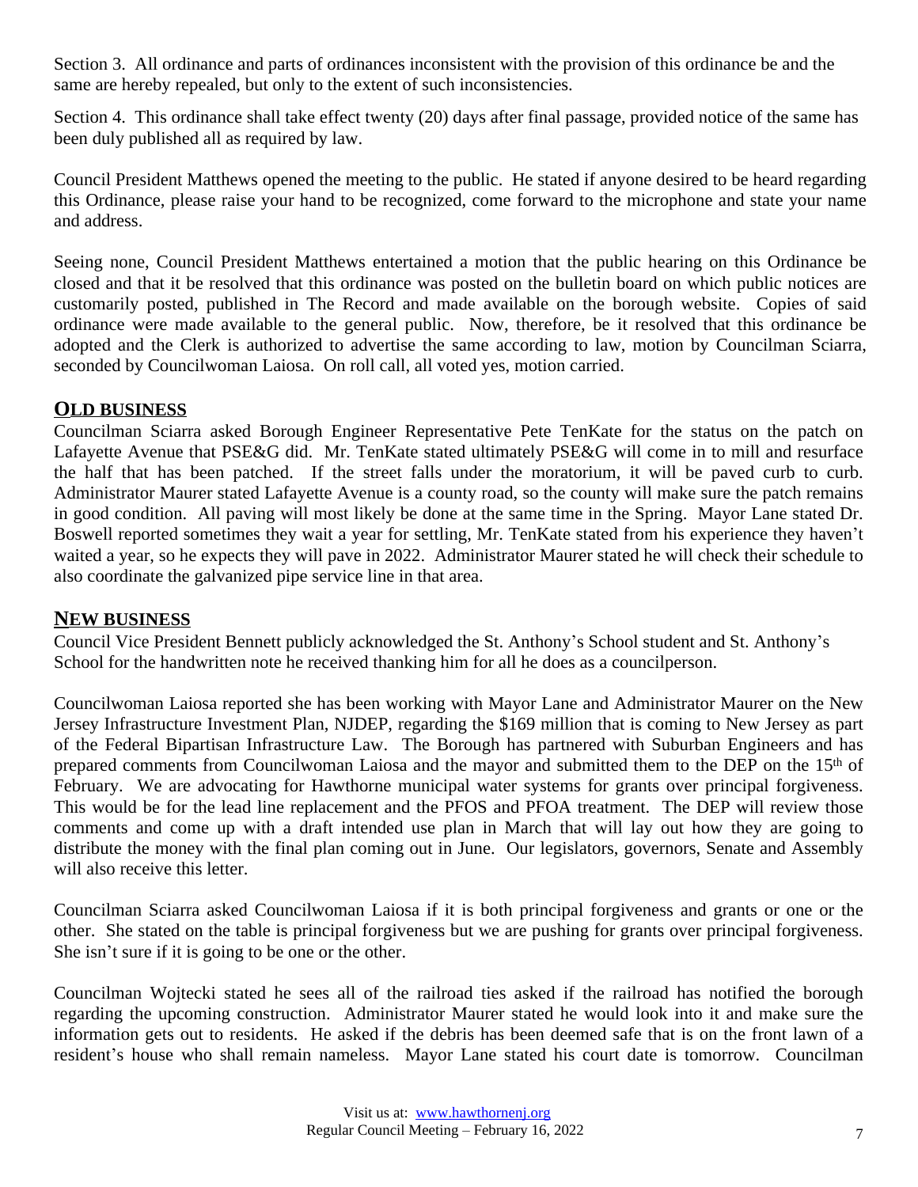Section 3. All ordinance and parts of ordinances inconsistent with the provision of this ordinance be and the same are hereby repealed, but only to the extent of such inconsistencies.

Section 4. This ordinance shall take effect twenty (20) days after final passage, provided notice of the same has been duly published all as required by law.

Council President Matthews opened the meeting to the public. He stated if anyone desired to be heard regarding this Ordinance, please raise your hand to be recognized, come forward to the microphone and state your name and address.

Seeing none, Council President Matthews entertained a motion that the public hearing on this Ordinance be closed and that it be resolved that this ordinance was posted on the bulletin board on which public notices are customarily posted, published in The Record and made available on the borough website. Copies of said ordinance were made available to the general public. Now, therefore, be it resolved that this ordinance be adopted and the Clerk is authorized to advertise the same according to law, motion by Councilman Sciarra, seconded by Councilwoman Laiosa. On roll call, all voted yes, motion carried.

## OLD BUSINESS

Councilman Sciarra asked Borough Engineer Representative Pete TenKate for the status on the patch on Lafayette Avenue that PSE&G did. Mr. TenKate stated ultimately PSE&G will come in to mill and resurface the half that has been patched. If the street falls under the moratorium, it will be paved curb to curb. Administrator Maurer stated Lafayette Avenue is a county road, so the county will make sure the patch remains in good condition. All paving will most likely be done at the same time in the Spring. Mayor Lane stated Dr. Boswell reported sometimes they wait a year for settling, Mr. TenKate stated from his experience they haven't waited a year, so he expects they will pave in 2022. Administrator Maurer stated he will check their schedule to also coordinate the galvanized pipe service line in that area.

## NEW BUSINESS

Council Vice President Bennett publicly acknowledged the St. Anthony's School student and St. Anthony's School for the handwritten note he received thanking him for all he does as a councilperson.

Councilwoman Laiosa reported she has been working with Mayor Lane and Administrator Maurer on the New Jersey Infrastructure Investment Plan, NJDEP, regarding the $169 million that is coming to New Jersey as part of the Federal Bipartisan Infrastructure Law. The Borough has partnered with Suburban Engineers and has prepared comments from Councilwoman Laiosa and the mayor and submitted them to the DEP on the 15th of February. We are advocating for Hawthorne municipal water systems for grants over principal forgiveness. This would be for the lead line replacement and the PFOS and PFOA treatment. The DEP will review those comments and come up with a draft intended use plan in March that will lay out how they are going to distribute the money with the final plan coming out in June. Our legislators, governors, Senate and Assembly will also receive this letter.

Councilman Sciarra asked Councilwoman Laiosa if it is both principal forgiveness and grants or one or the other. She stated on the table is principal forgiveness but we are pushing for grants over principal forgiveness. She isn't sure if it is going to be one or the other.

Councilman Wojtecki stated he sees all of the railroad ties asked if the railroad has notified the borough regarding the upcoming construction. Administrator Maurer stated he would look into it and make sure the information gets out to residents. He asked if the debris has been deemed safe that is on the front lawn of a resident's house who shall remain nameless. Mayor Lane stated his court date is tomorrow. Councilman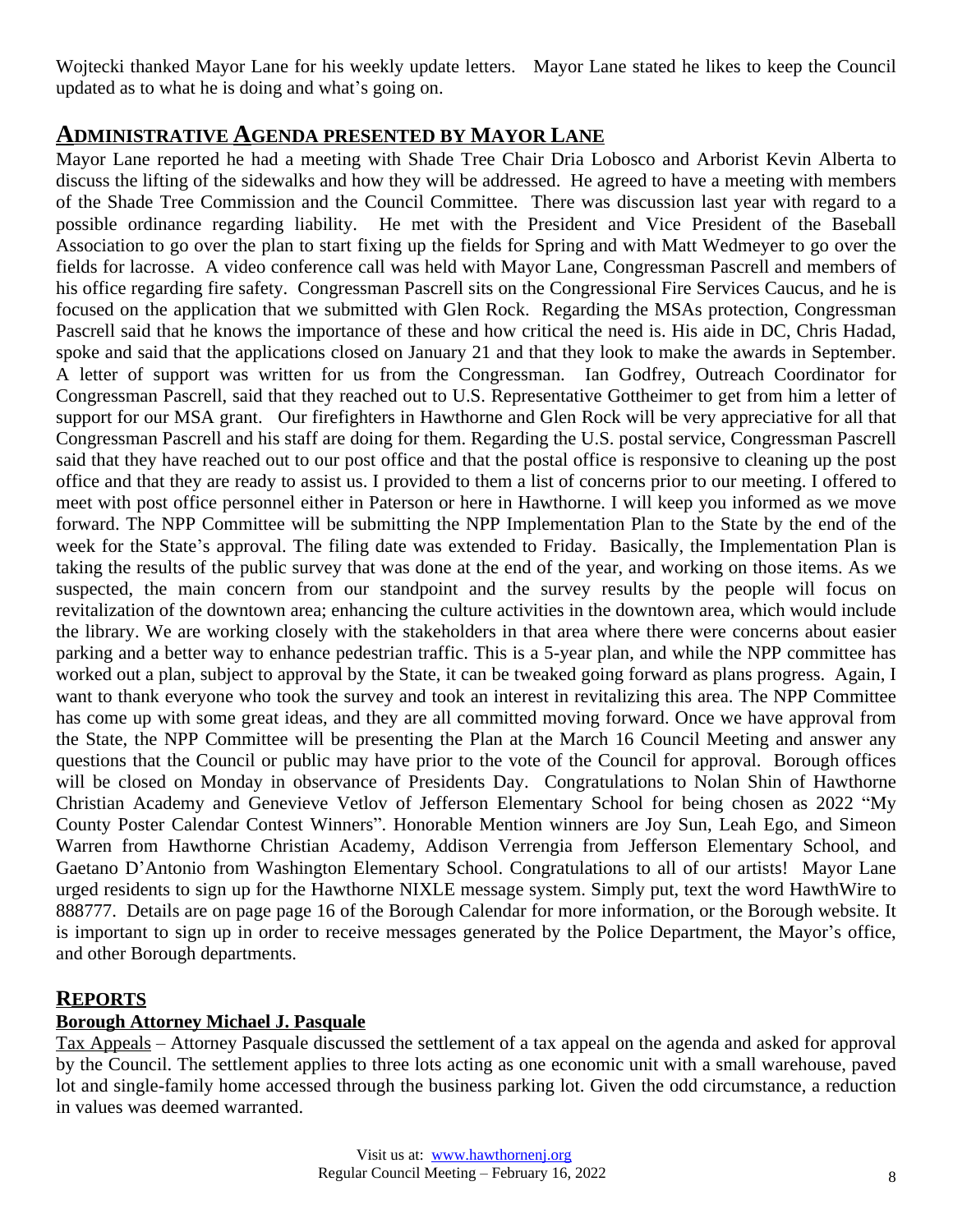Wojtecki thanked Mayor Lane for his weekly update letters. Mayor Lane stated he likes to keep the Council updated as to what he is doing and what's going on.

## ADMINISTRATIVE AGENDA PRESENTED BY MAYOR LANE

Mayor Lane reported he had a meeting with Shade Tree Chair Dria Lobosco and Arborist Kevin Alberta to discuss the lifting of the sidewalks and how they will be addressed. He agreed to have a meeting with members of the Shade Tree Commission and the Council Committee. There was discussion last year with regard to a possible ordinance regarding liability. He met with the President and Vice President of the Baseball Association to go over the plan to start fixing up the fields for Spring and with Matt Wedmeyer to go over the fields for lacrosse. A video conference call was held with Mayor Lane, Congressman Pascrell and members of his office regarding fire safety. Congressman Pascrell sits on the Congressional Fire Services Caucus, and he is focused on the application that we submitted with Glen Rock. Regarding the MSAs protection, Congressman Pascrell said that he knows the importance of these and how critical the need is. His aide in DC, Chris Hadad, spoke and said that the applications closed on January 21 and that they look to make the awards in September. A letter of support was written for us from the Congressman. Ian Godfrey, Outreach Coordinator for Congressman Pascrell, said that they reached out to U.S. Representative Gottheimer to get from him a letter of support for our MSA grant. Our firefighters in Hawthorne and Glen Rock will be very appreciative for all that Congressman Pascrell and his staff are doing for them. Regarding the U.S. postal service, Congressman Pascrell said that they have reached out to our post office and that the postal office is responsive to cleaning up the post office and that they are ready to assist us. I provided to them a list of concerns prior to our meeting. I offered to meet with post office personnel either in Paterson or here in Hawthorne. I will keep you informed as we move forward. The NPP Committee will be submitting the NPP Implementation Plan to the State by the end of the week for the State's approval. The filing date was extended to Friday. Basically, the Implementation Plan is taking the results of the public survey that was done at the end of the year, and working on those items. As we suspected, the main concern from our standpoint and the survey results by the people will focus on revitalization of the downtown area; enhancing the culture activities in the downtown area, which would include the library. We are working closely with the stakeholders in that area where there were concerns about easier parking and a better way to enhance pedestrian traffic. This is a 5-year plan, and while the NPP committee has worked out a plan, subject to approval by the State, it can be tweaked going forward as plans progress. Again, I want to thank everyone who took the survey and took an interest in revitalizing this area. The NPP Committee has come up with some great ideas, and they are all committed moving forward. Once we have approval from the State, the NPP Committee will be presenting the Plan at the March 16 Council Meeting and answer any questions that the Council or public may have prior to the vote of the Council for approval. Borough offices will be closed on Monday in observance of Presidents Day. Congratulations to Nolan Shin of Hawthorne Christian Academy and Genevieve Vetlov of Jefferson Elementary School for being chosen as 2022 "My County Poster Calendar Contest Winners". Honorable Mention winners are Joy Sun, Leah Ego, and Simeon Warren from Hawthorne Christian Academy, Addison Verrengia from Jefferson Elementary School, and Gaetano D'Antonio from Washington Elementary School. Congratulations to all of our artists! Mayor Lane urged residents to sign up for the Hawthorne NIXLE message system. Simply put, text the word HawthWire to 888777. Details are on page page 16 of the Borough Calendar for more information, or the Borough website. It is important to sign up in order to receive messages generated by the Police Department, the Mayor's office, and other Borough departments.

## REPORTS

### Borough Attorney Michael J. Pasquale

Tax Appeals – Attorney Pasquale discussed the settlement of a tax appeal on the agenda and asked for approval by the Council. The settlement applies to three lots acting as one economic unit with a small warehouse, paved lot and single-family home accessed through the business parking lot. Given the odd circumstance, a reduction in values was deemed warranted.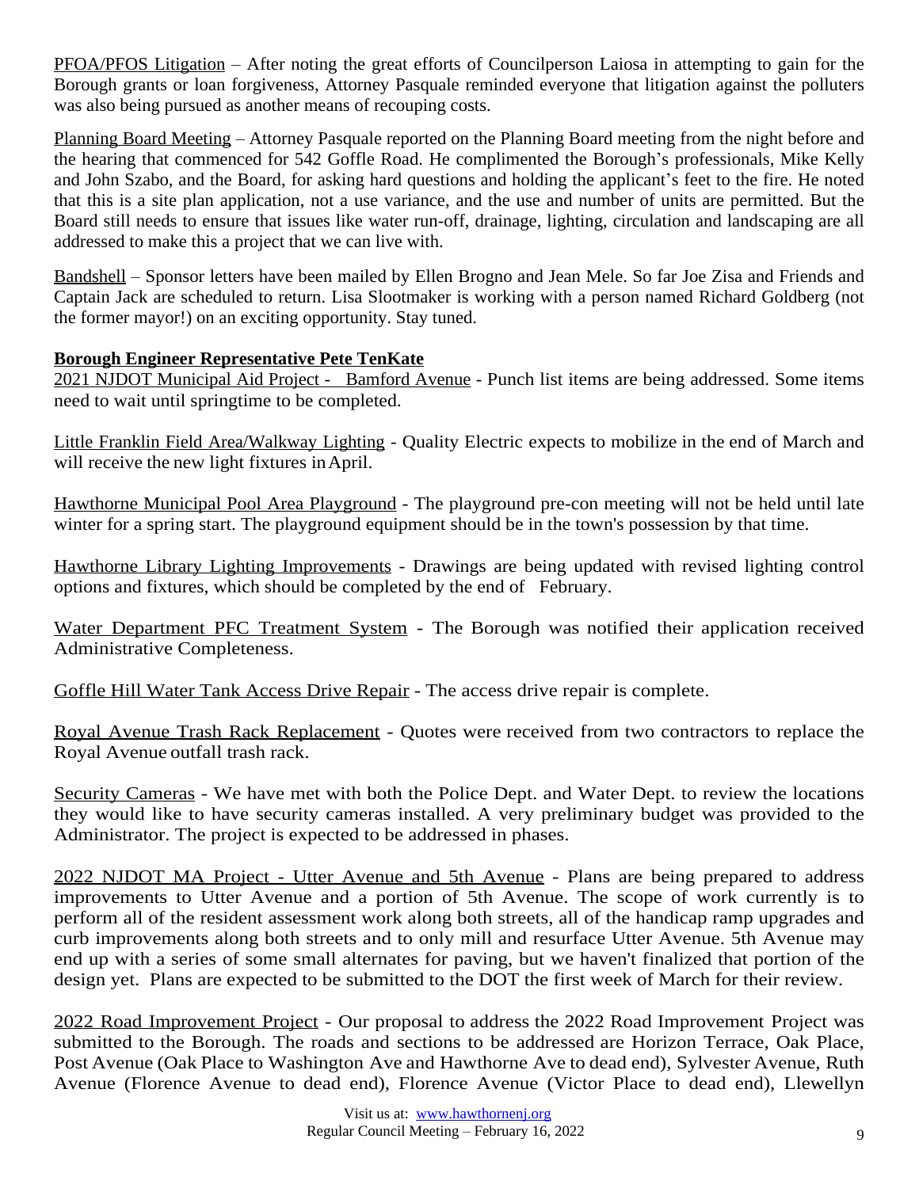PFOA/PFOS Litigation – After noting the great efforts of Councilperson Laiosa in attempting to gain for the Borough grants or loan forgiveness, Attorney Pasquale reminded everyone that litigation against the polluters was also being pursued as another means of recouping costs.

Planning Board Meeting – Attorney Pasquale reported on the Planning Board meeting from the night before and the hearing that commenced for 542 Goffle Road. He complimented the Borough's professionals, Mike Kelly and John Szabo, and the Board, for asking hard questions and holding the applicant's feet to the fire. He noted that this is a site plan application, not a use variance, and the use and number of units are permitted. But the Board still needs to ensure that issues like water run-off, drainage, lighting, circulation and landscaping are all addressed to make this a project that we can live with.

Bandshell – Sponsor letters have been mailed by Ellen Brogno and Jean Mele. So far Joe Zisa and Friends and Captain Jack are scheduled to return. Lisa Slootmaker is working with a person named Richard Goldberg (not the former mayor!) on an exciting opportunity. Stay tuned.

**Borough Engineer Representative Pete TenKate**

2021 NJDOT Municipal Aid Project - Bamford Avenue - Punch list items are being addressed. Some items need to wait until springtime to be completed.

Little Franklin Field Area/Walkway Lighting - Quality Electric expects to mobilize in the end of March and will receive the new light fixtures in April.

Hawthorne Municipal Pool Area Playground - The playground pre-con meeting will not be held until late winter for a spring start. The playground equipment should be in the town's possession by that time.

Hawthorne Library Lighting Improvements - Drawings are being updated with revised lighting control options and fixtures, which should be completed by the end of February.

Water Department PFC Treatment System - The Borough was notified their application received Administrative Completeness.

Goffle Hill Water Tank Access Drive Repair - The access drive repair is complete.

Royal Avenue Trash Rack Replacement - Quotes were received from two contractors to replace the Royal Avenue outfall trash rack.

Security Cameras - We have met with both the Police Dept. and Water Dept. to review the locations they would like to have security cameras installed. A very preliminary budget was provided to the Administrator. The project is expected to be addressed in phases.

2022 NJDOT MA Project - Utter Avenue and 5th Avenue - Plans are being prepared to address improvements to Utter Avenue and a portion of 5th Avenue. The scope of work currently is to perform all of the resident assessment work along both streets, all of the handicap ramp upgrades and curb improvements along both streets and to only mill and resurface Utter Avenue. 5th Avenue may end up with a series of some small alternates for paving, but we haven't finalized that portion of the design yet. Plans are expected to be submitted to the DOT the first week of March for their review.

2022 Road Improvement Project - Our proposal to address the 2022 Road Improvement Project was submitted to the Borough. The roads and sections to be addressed are Horizon Terrace, Oak Place, Post Avenue (Oak Place to Washington Ave and Hawthorne Ave to dead end), Sylvester Avenue, Ruth Avenue (Florence Avenue to dead end), Florence Avenue (Victor Place to dead end), Llewellyn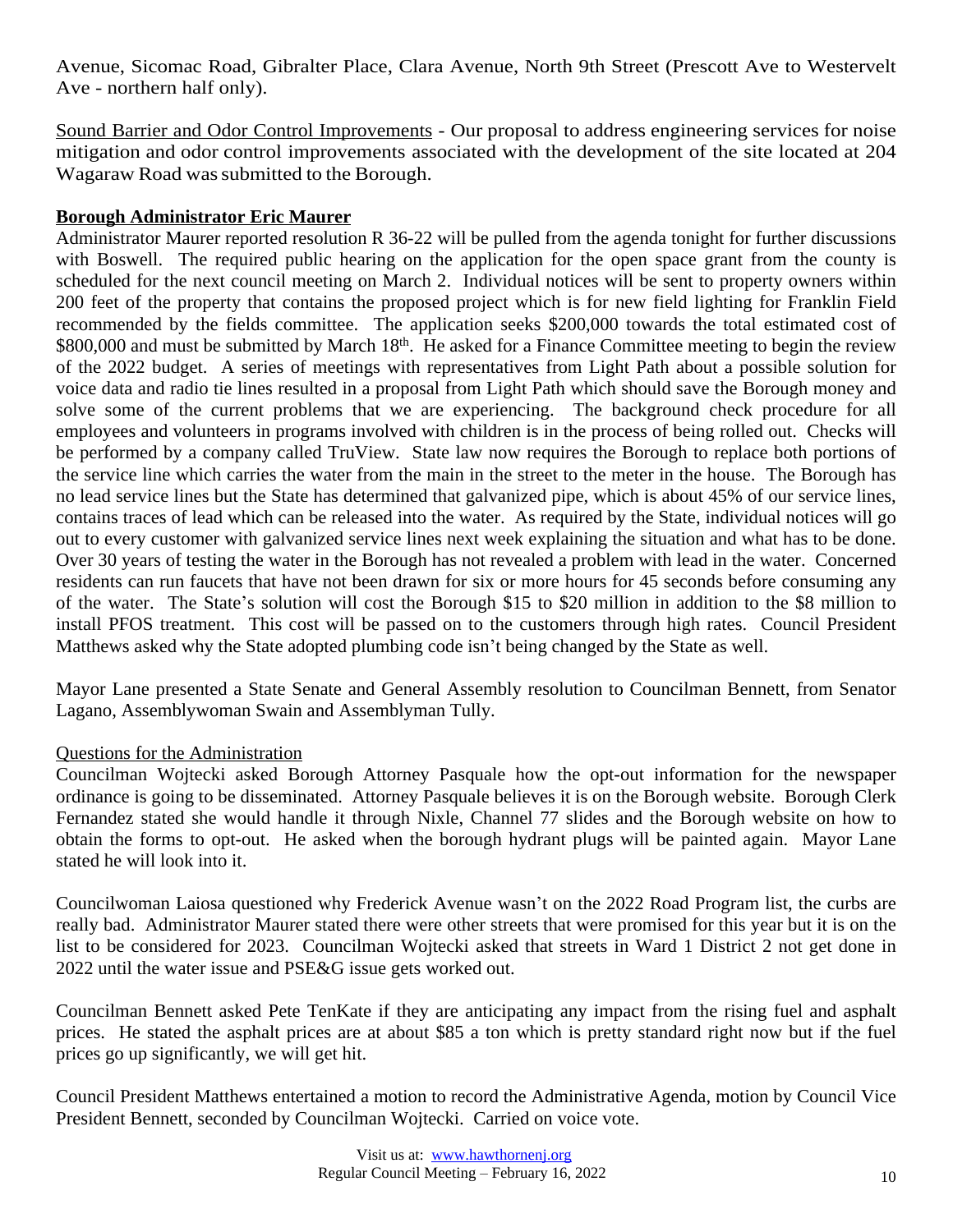Avenue, Sicomac Road, Gibralter Place, Clara Avenue, North 9th Street (Prescott Ave to Westervelt Ave - northern half only).

<u>Sound Barrier and Odor Control Improvements</u> - Our proposal to address engineering services for noise mitigation and odor control improvements associated with the development of the site located at 204 Wagaraw Road was submitted to the Borough.

**<u>Borough Administrator Eric Maurer</u>**

Administrator Maurer reported resolution R 36-22 will be pulled from the agenda tonight for further discussions with Boswell. The required public hearing on the application for the open space grant from the county is scheduled for the next council meeting on March 2. Individual notices will be sent to property owners within 200 feet of the property that contains the proposed project which is for new field lighting for Franklin Field recommended by the fields committee. The application seeks $200,000 towards the total estimated cost of $800,000 and must be submitted by March 18th. He asked for a Finance Committee meeting to begin the review of the 2022 budget. A series of meetings with representatives from Light Path about a possible solution for voice data and radio tie lines resulted in a proposal from Light Path which should save the Borough money and solve some of the current problems that we are experiencing. The background check procedure for all employees and volunteers in programs involved with children is in the process of being rolled out. Checks will be performed by a company called TruView. State law now requires the Borough to replace both portions of the service line which carries the water from the main in the street to the meter in the house. The Borough has no lead service lines but the State has determined that galvanized pipe, which is about 45% of our service lines, contains traces of lead which can be released into the water. As required by the State, individual notices will go out to every customer with galvanized service lines next week explaining the situation and what has to be done. Over 30 years of testing the water in the Borough has not revealed a problem with lead in the water. Concerned residents can run faucets that have not been drawn for six or more hours for 45 seconds before consuming any of the water. The State's solution will cost the Borough $15 to $20 million in addition to the $8 million to install PFOS treatment. This cost will be passed on to the customers through high rates. Council President Matthews asked why the State adopted plumbing code isn't being changed by the State as well.

Mayor Lane presented a State Senate and General Assembly resolution to Councilman Bennett, from Senator Lagano, Assemblywoman Swain and Assemblyman Tully.

<u>Questions for the Administration</u>

Councilman Wojtecki asked Borough Attorney Pasquale how the opt-out information for the newspaper ordinance is going to be disseminated. Attorney Pasquale believes it is on the Borough website. Borough Clerk Fernandez stated she would handle it through Nixle, Channel 77 slides and the Borough website on how to obtain the forms to opt-out. He asked when the borough hydrant plugs will be painted again. Mayor Lane stated he will look into it.

Councilwoman Laiosa questioned why Frederick Avenue wasn't on the 2022 Road Program list, the curbs are really bad. Administrator Maurer stated there were other streets that were promised for this year but it is on the list to be considered for 2023. Councilman Wojtecki asked that streets in Ward 1 District 2 not get done in 2022 until the water issue and PSE&G issue gets worked out.

Councilman Bennett asked Pete TenKate if they are anticipating any impact from the rising fuel and asphalt prices. He stated the asphalt prices are at about $85 a ton which is pretty standard right now but if the fuel prices go up significantly, we will get hit.

Council President Matthews entertained a motion to record the Administrative Agenda, motion by Council Vice President Bennett, seconded by Councilman Wojtecki. Carried on voice vote.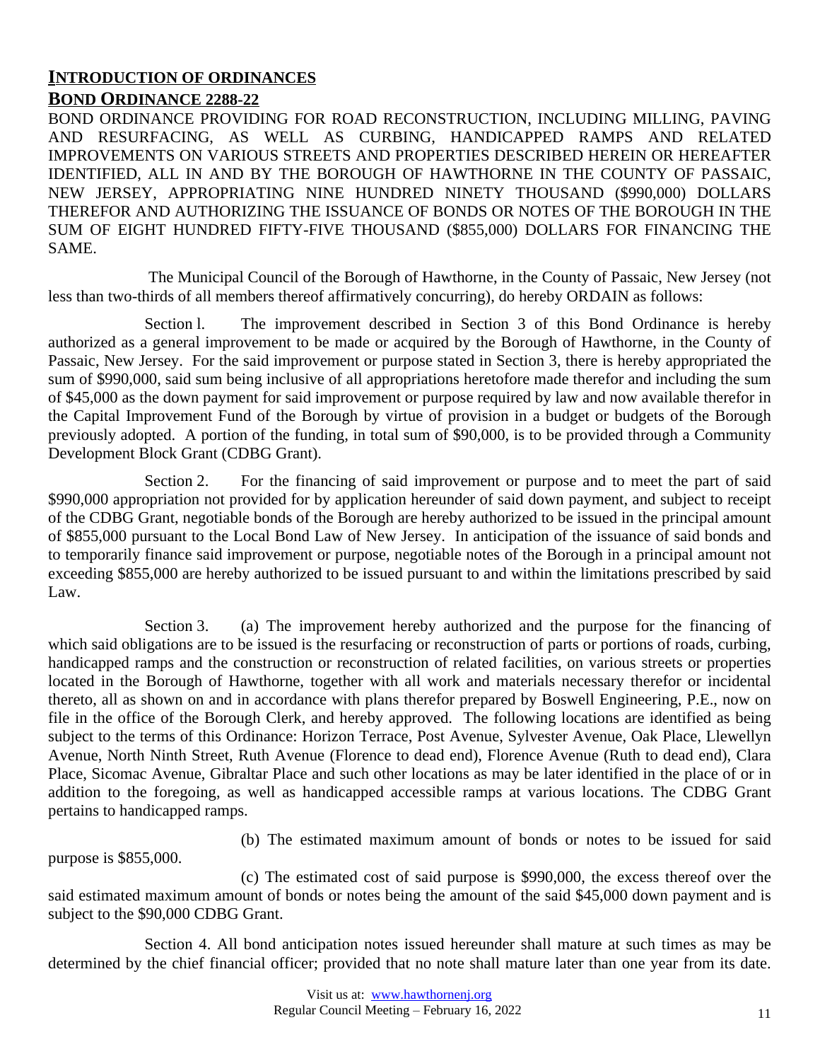## INTRODUCTION OF ORDINANCES

### BOND ORDINANCE 2288-22

BOND ORDINANCE PROVIDING FOR ROAD RECONSTRUCTION, INCLUDING MILLING, PAVING AND RESURFACING, AS WELL AS CURBING, HANDICAPPED RAMPS AND RELATED IMPROVEMENTS ON VARIOUS STREETS AND PROPERTIES DESCRIBED HEREIN OR HEREAFTER IDENTIFIED, ALL IN AND BY THE BOROUGH OF HAWTHORNE IN THE COUNTY OF PASSAIC, NEW JERSEY, APPROPRIATING NINE HUNDRED NINETY THOUSAND ($990,000) DOLLARS THEREFOR AND AUTHORIZING THE ISSUANCE OF BONDS OR NOTES OF THE BOROUGH IN THE SUM OF EIGHT HUNDRED FIFTY-FIVE THOUSAND ($855,000) DOLLARS FOR FINANCING THE SAME.

The Municipal Council of the Borough of Hawthorne, in the County of Passaic, New Jersey (not less than two-thirds of all members thereof affirmatively concurring), do hereby ORDAIN as follows:

Section l. The improvement described in Section 3 of this Bond Ordinance is hereby authorized as a general improvement to be made or acquired by the Borough of Hawthorne, in the County of Passaic, New Jersey. For the said improvement or purpose stated in Section 3, there is hereby appropriated the sum of $990,000, said sum being inclusive of all appropriations heretofore made therefor and including the sum of $45,000 as the down payment for said improvement or purpose required by law and now available therefor in the Capital Improvement Fund of the Borough by virtue of provision in a budget or budgets of the Borough previously adopted. A portion of the funding, in total sum of $90,000, is to be provided through a Community Development Block Grant (CDBG Grant).

Section 2. For the financing of said improvement or purpose and to meet the part of said $990,000 appropriation not provided for by application hereunder of said down payment, and subject to receipt of the CDBG Grant, negotiable bonds of the Borough are hereby authorized to be issued in the principal amount of $855,000 pursuant to the Local Bond Law of New Jersey. In anticipation of the issuance of said bonds and to temporarily finance said improvement or purpose, negotiable notes of the Borough in a principal amount not exceeding $855,000 are hereby authorized to be issued pursuant to and within the limitations prescribed by said Law.

Section 3. (a) The improvement hereby authorized and the purpose for the financing of which said obligations are to be issued is the resurfacing or reconstruction of parts or portions of roads, curbing, handicapped ramps and the construction or reconstruction of related facilities, on various streets or properties located in the Borough of Hawthorne, together with all work and materials necessary therefor or incidental thereto, all as shown on and in accordance with plans therefor prepared by Boswell Engineering, P.E., now on file in the office of the Borough Clerk, and hereby approved. The following locations are identified as being subject to the terms of this Ordinance: Horizon Terrace, Post Avenue, Sylvester Avenue, Oak Place, Llewellyn Avenue, North Ninth Street, Ruth Avenue (Florence to dead end), Florence Avenue (Ruth to dead end), Clara Place, Sicomac Avenue, Gibraltar Place and such other locations as may be later identified in the place of or in addition to the foregoing, as well as handicapped accessible ramps at various locations. The CDBG Grant pertains to handicapped ramps.

(b) The estimated maximum amount of bonds or notes to be issued for said purpose is $855,000.

(c) The estimated cost of said purpose is $990,000, the excess thereof over the said estimated maximum amount of bonds or notes being the amount of the said $45,000 down payment and is subject to the $90,000 CDBG Grant.

Section 4. All bond anticipation notes issued hereunder shall mature at such times as may be determined by the chief financial officer; provided that no note shall mature later than one year from its date.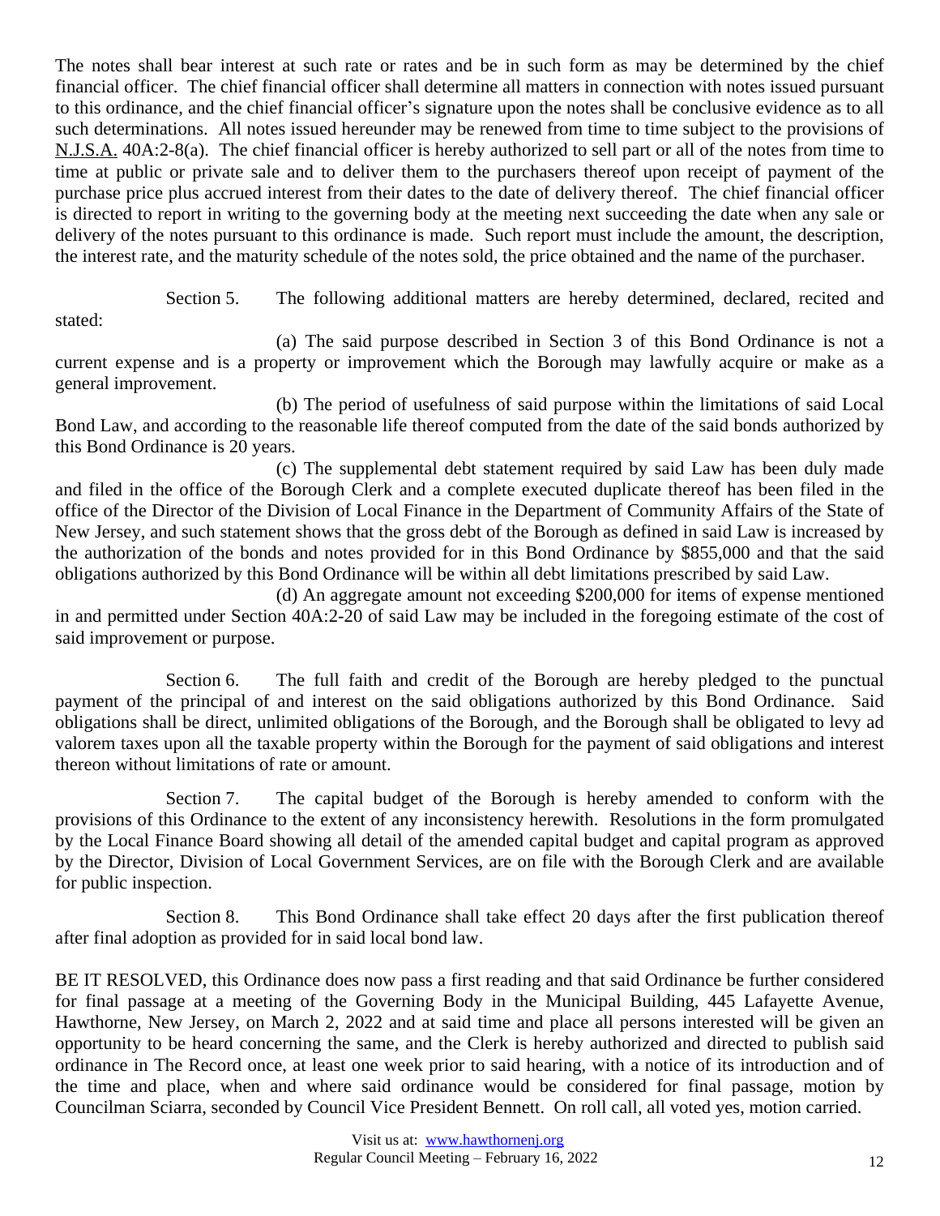The notes shall bear interest at such rate or rates and be in such form as may be determined by the chief financial officer. The chief financial officer shall determine all matters in connection with notes issued pursuant to this ordinance, and the chief financial officer's signature upon the notes shall be conclusive evidence as to all such determinations. All notes issued hereunder may be renewed from time to time subject to the provisions of N.J.S.A. 40A:2-8(a). The chief financial officer is hereby authorized to sell part or all of the notes from time to time at public or private sale and to deliver them to the purchasers thereof upon receipt of payment of the purchase price plus accrued interest from their dates to the date of delivery thereof. The chief financial officer is directed to report in writing to the governing body at the meeting next succeeding the date when any sale or delivery of the notes pursuant to this ordinance is made. Such report must include the amount, the description, the interest rate, and the maturity schedule of the notes sold, the price obtained and the name of the purchaser.

Section 5. The following additional matters are hereby determined, declared, recited and stated:

(a) The said purpose described in Section 3 of this Bond Ordinance is not a current expense and is a property or improvement which the Borough may lawfully acquire or make as a general improvement.

(b) The period of usefulness of said purpose within the limitations of said Local Bond Law, and according to the reasonable life thereof computed from the date of the said bonds authorized by this Bond Ordinance is 20 years.

(c) The supplemental debt statement required by said Law has been duly made and filed in the office of the Borough Clerk and a complete executed duplicate thereof has been filed in the office of the Director of the Division of Local Finance in the Department of Community Affairs of the State of New Jersey, and such statement shows that the gross debt of the Borough as defined in said Law is increased by the authorization of the bonds and notes provided for in this Bond Ordinance by $855,000 and that the said obligations authorized by this Bond Ordinance will be within all debt limitations prescribed by said Law.

(d) An aggregate amount not exceeding $200,000 for items of expense mentioned in and permitted under Section 40A:2-20 of said Law may be included in the foregoing estimate of the cost of said improvement or purpose.

Section 6. The full faith and credit of the Borough are hereby pledged to the punctual payment of the principal of and interest on the said obligations authorized by this Bond Ordinance. Said obligations shall be direct, unlimited obligations of the Borough, and the Borough shall be obligated to levy ad valorem taxes upon all the taxable property within the Borough for the payment of said obligations and interest thereon without limitations of rate or amount.

Section 7. The capital budget of the Borough is hereby amended to conform with the provisions of this Ordinance to the extent of any inconsistency herewith. Resolutions in the form promulgated by the Local Finance Board showing all detail of the amended capital budget and capital program as approved by the Director, Division of Local Government Services, are on file with the Borough Clerk and are available for public inspection.

Section 8. This Bond Ordinance shall take effect 20 days after the first publication thereof after final adoption as provided for in said local bond law.

BE IT RESOLVED, this Ordinance does now pass a first reading and that said Ordinance be further considered for final passage at a meeting of the Governing Body in the Municipal Building, 445 Lafayette Avenue, Hawthorne, New Jersey, on March 2, 2022 and at said time and place all persons interested will be given an opportunity to be heard concerning the same, and the Clerk is hereby authorized and directed to publish said ordinance in The Record once, at least one week prior to said hearing, with a notice of its introduction and of the time and place, when and where said ordinance would be considered for final passage, motion by Councilman Sciarra, seconded by Council Vice President Bennett. On roll call, all voted yes, motion carried.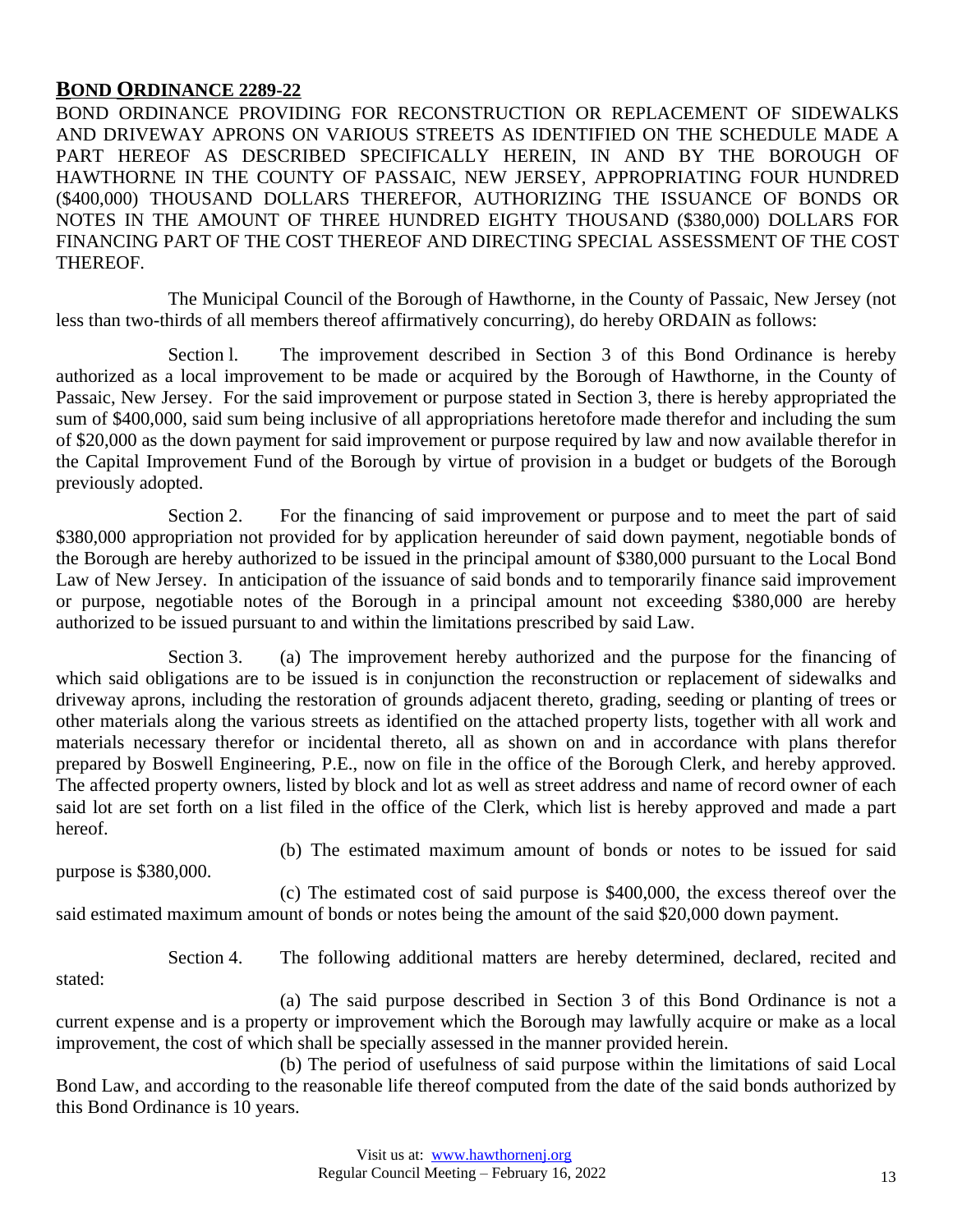## BOND ORDINANCE 2289-22

BOND ORDINANCE PROVIDING FOR RECONSTRUCTION OR REPLACEMENT OF SIDEWALKS AND DRIVEWAY APRONS ON VARIOUS STREETS AS IDENTIFIED ON THE SCHEDULE MADE A PART HEREOF AS DESCRIBED SPECIFICALLY HEREIN, IN AND BY THE BOROUGH OF HAWTHORNE IN THE COUNTY OF PASSAIC, NEW JERSEY, APPROPRIATING FOUR HUNDRED ($400,000) THOUSAND DOLLARS THEREFOR, AUTHORIZING THE ISSUANCE OF BONDS OR NOTES IN THE AMOUNT OF THREE HUNDRED EIGHTY THOUSAND ($380,000) DOLLARS FOR FINANCING PART OF THE COST THEREOF AND DIRECTING SPECIAL ASSESSMENT OF THE COST THEREOF.

The Municipal Council of the Borough of Hawthorne, in the County of Passaic, New Jersey (not less than two-thirds of all members thereof affirmatively concurring), do hereby ORDAIN as follows:

Section l. The improvement described in Section 3 of this Bond Ordinance is hereby authorized as a local improvement to be made or acquired by the Borough of Hawthorne, in the County of Passaic, New Jersey. For the said improvement or purpose stated in Section 3, there is hereby appropriated the sum of $400,000, said sum being inclusive of all appropriations heretofore made therefor and including the sum of $20,000 as the down payment for said improvement or purpose required by law and now available therefor in the Capital Improvement Fund of the Borough by virtue of provision in a budget or budgets of the Borough previously adopted.

Section 2. For the financing of said improvement or purpose and to meet the part of said $380,000 appropriation not provided for by application hereunder of said down payment, negotiable bonds of the Borough are hereby authorized to be issued in the principal amount of $380,000 pursuant to the Local Bond Law of New Jersey. In anticipation of the issuance of said bonds and to temporarily finance said improvement or purpose, negotiable notes of the Borough in a principal amount not exceeding $380,000 are hereby authorized to be issued pursuant to and within the limitations prescribed by said Law.

Section 3. (a) The improvement hereby authorized and the purpose for the financing of which said obligations are to be issued is in conjunction the reconstruction or replacement of sidewalks and driveway aprons, including the restoration of grounds adjacent thereto, grading, seeding or planting of trees or other materials along the various streets as identified on the attached property lists, together with all work and materials necessary therefor or incidental thereto, all as shown on and in accordance with plans therefor prepared by Boswell Engineering, P.E., now on file in the office of the Borough Clerk, and hereby approved. The affected property owners, listed by block and lot as well as street address and name of record owner of each said lot are set forth on a list filed in the office of the Clerk, which list is hereby approved and made a part hereof.

(b) The estimated maximum amount of bonds or notes to be issued for said purpose is $380,000.

(c) The estimated cost of said purpose is $400,000, the excess thereof over the said estimated maximum amount of bonds or notes being the amount of the said $20,000 down payment.

Section 4. The following additional matters are hereby determined, declared, recited and stated:

(a) The said purpose described in Section 3 of this Bond Ordinance is not a current expense and is a property or improvement which the Borough may lawfully acquire or make as a local improvement, the cost of which shall be specially assessed in the manner provided herein.

(b) The period of usefulness of said purpose within the limitations of said Local Bond Law, and according to the reasonable life thereof computed from the date of the said bonds authorized by this Bond Ordinance is 10 years.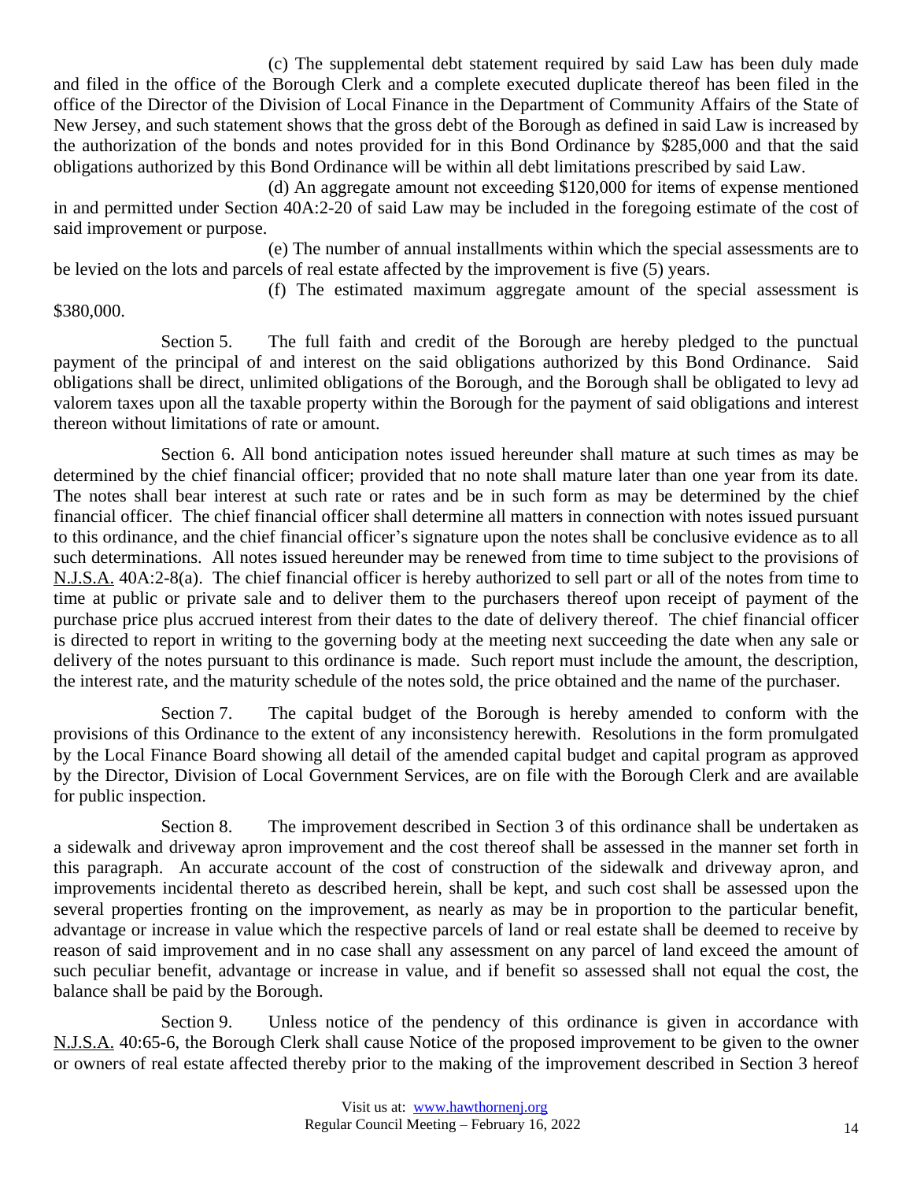(c) The supplemental debt statement required by said Law has been duly made and filed in the office of the Borough Clerk and a complete executed duplicate thereof has been filed in the office of the Director of the Division of Local Finance in the Department of Community Affairs of the State of New Jersey, and such statement shows that the gross debt of the Borough as defined in said Law is increased by the authorization of the bonds and notes provided for in this Bond Ordinance by $285,000 and that the said obligations authorized by this Bond Ordinance will be within all debt limitations prescribed by said Law.

(d) An aggregate amount not exceeding $120,000 for items of expense mentioned in and permitted under Section 40A:2-20 of said Law may be included in the foregoing estimate of the cost of said improvement or purpose.

(e) The number of annual installments within which the special assessments are to be levied on the lots and parcels of real estate affected by the improvement is five (5) years.

(f) The estimated maximum aggregate amount of the special assessment is $380,000.

Section 5. The full faith and credit of the Borough are hereby pledged to the punctual payment of the principal of and interest on the said obligations authorized by this Bond Ordinance. Said obligations shall be direct, unlimited obligations of the Borough, and the Borough shall be obligated to levy ad valorem taxes upon all the taxable property within the Borough for the payment of said obligations and interest thereon without limitations of rate or amount.

Section 6. All bond anticipation notes issued hereunder shall mature at such times as may be determined by the chief financial officer; provided that no note shall mature later than one year from its date. The notes shall bear interest at such rate or rates and be in such form as may be determined by the chief financial officer. The chief financial officer shall determine all matters in connection with notes issued pursuant to this ordinance, and the chief financial officer's signature upon the notes shall be conclusive evidence as to all such determinations. All notes issued hereunder may be renewed from time to time subject to the provisions of N.J.S.A. 40A:2-8(a). The chief financial officer is hereby authorized to sell part or all of the notes from time to time at public or private sale and to deliver them to the purchasers thereof upon receipt of payment of the purchase price plus accrued interest from their dates to the date of delivery thereof. The chief financial officer is directed to report in writing to the governing body at the meeting next succeeding the date when any sale or delivery of the notes pursuant to this ordinance is made. Such report must include the amount, the description, the interest rate, and the maturity schedule of the notes sold, the price obtained and the name of the purchaser.

Section 7. The capital budget of the Borough is hereby amended to conform with the provisions of this Ordinance to the extent of any inconsistency herewith. Resolutions in the form promulgated by the Local Finance Board showing all detail of the amended capital budget and capital program as approved by the Director, Division of Local Government Services, are on file with the Borough Clerk and are available for public inspection.

Section 8. The improvement described in Section 3 of this ordinance shall be undertaken as a sidewalk and driveway apron improvement and the cost thereof shall be assessed in the manner set forth in this paragraph. An accurate account of the cost of construction of the sidewalk and driveway apron, and improvements incidental thereto as described herein, shall be kept, and such cost shall be assessed upon the several properties fronting on the improvement, as nearly as may be in proportion to the particular benefit, advantage or increase in value which the respective parcels of land or real estate shall be deemed to receive by reason of said improvement and in no case shall any assessment on any parcel of land exceed the amount of such peculiar benefit, advantage or increase in value, and if benefit so assessed shall not equal the cost, the balance shall be paid by the Borough.

Section 9. Unless notice of the pendency of this ordinance is given in accordance with N.J.S.A. 40:65-6, the Borough Clerk shall cause Notice of the proposed improvement to be given to the owner or owners of real estate affected thereby prior to the making of the improvement described in Section 3 hereof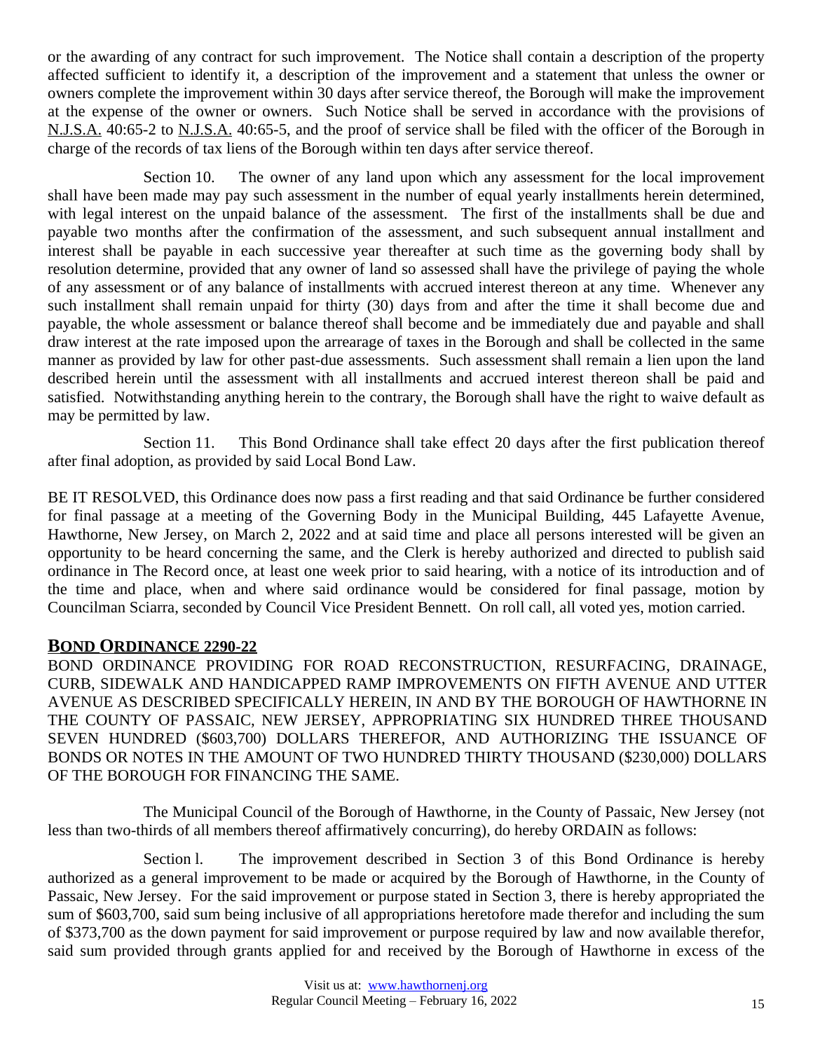or the awarding of any contract for such improvement. The Notice shall contain a description of the property affected sufficient to identify it, a description of the improvement and a statement that unless the owner or owners complete the improvement within 30 days after service thereof, the Borough will make the improvement at the expense of the owner or owners. Such Notice shall be served in accordance with the provisions of N.J.S.A. 40:65-2 to N.J.S.A. 40:65-5, and the proof of service shall be filed with the officer of the Borough in charge of the records of tax liens of the Borough within ten days after service thereof.

Section 10. The owner of any land upon which any assessment for the local improvement shall have been made may pay such assessment in the number of equal yearly installments herein determined, with legal interest on the unpaid balance of the assessment. The first of the installments shall be due and payable two months after the confirmation of the assessment, and such subsequent annual installment and interest shall be payable in each successive year thereafter at such time as the governing body shall by resolution determine, provided that any owner of land so assessed shall have the privilege of paying the whole of any assessment or of any balance of installments with accrued interest thereon at any time. Whenever any such installment shall remain unpaid for thirty (30) days from and after the time it shall become due and payable, the whole assessment or balance thereof shall become and be immediately due and payable and shall draw interest at the rate imposed upon the arrearage of taxes in the Borough and shall be collected in the same manner as provided by law for other past-due assessments. Such assessment shall remain a lien upon the land described herein until the assessment with all installments and accrued interest thereon shall be paid and satisfied. Notwithstanding anything herein to the contrary, the Borough shall have the right to waive default as may be permitted by law.

Section 11. This Bond Ordinance shall take effect 20 days after the first publication thereof after final adoption, as provided by said Local Bond Law.

BE IT RESOLVED, this Ordinance does now pass a first reading and that said Ordinance be further considered for final passage at a meeting of the Governing Body in the Municipal Building, 445 Lafayette Avenue, Hawthorne, New Jersey, on March 2, 2022 and at said time and place all persons interested will be given an opportunity to be heard concerning the same, and the Clerk is hereby authorized and directed to publish said ordinance in The Record once, at least one week prior to said hearing, with a notice of its introduction and of the time and place, when and where said ordinance would be considered for final passage, motion by Councilman Sciarra, seconded by Council Vice President Bennett. On roll call, all voted yes, motion carried.

## BOND ORDINANCE 2290-22

BOND ORDINANCE PROVIDING FOR ROAD RECONSTRUCTION, RESURFACING, DRAINAGE, CURB, SIDEWALK AND HANDICAPPED RAMP IMPROVEMENTS ON FIFTH AVENUE AND UTTER AVENUE AS DESCRIBED SPECIFICALLY HEREIN, IN AND BY THE BOROUGH OF HAWTHORNE IN THE COUNTY OF PASSAIC, NEW JERSEY, APPROPRIATING SIX HUNDRED THREE THOUSAND SEVEN HUNDRED ($603,700) DOLLARS THEREFOR, AND AUTHORIZING THE ISSUANCE OF BONDS OR NOTES IN THE AMOUNT OF TWO HUNDRED THIRTY THOUSAND ($230,000) DOLLARS OF THE BOROUGH FOR FINANCING THE SAME.

The Municipal Council of the Borough of Hawthorne, in the County of Passaic, New Jersey (not less than two-thirds of all members thereof affirmatively concurring), do hereby ORDAIN as follows:

Section l. The improvement described in Section 3 of this Bond Ordinance is hereby authorized as a general improvement to be made or acquired by the Borough of Hawthorne, in the County of Passaic, New Jersey. For the said improvement or purpose stated in Section 3, there is hereby appropriated the sum of $603,700, said sum being inclusive of all appropriations heretofore made therefor and including the sum of $373,700 as the down payment for said improvement or purpose required by law and now available therefor, said sum provided through grants applied for and received by the Borough of Hawthorne in excess of the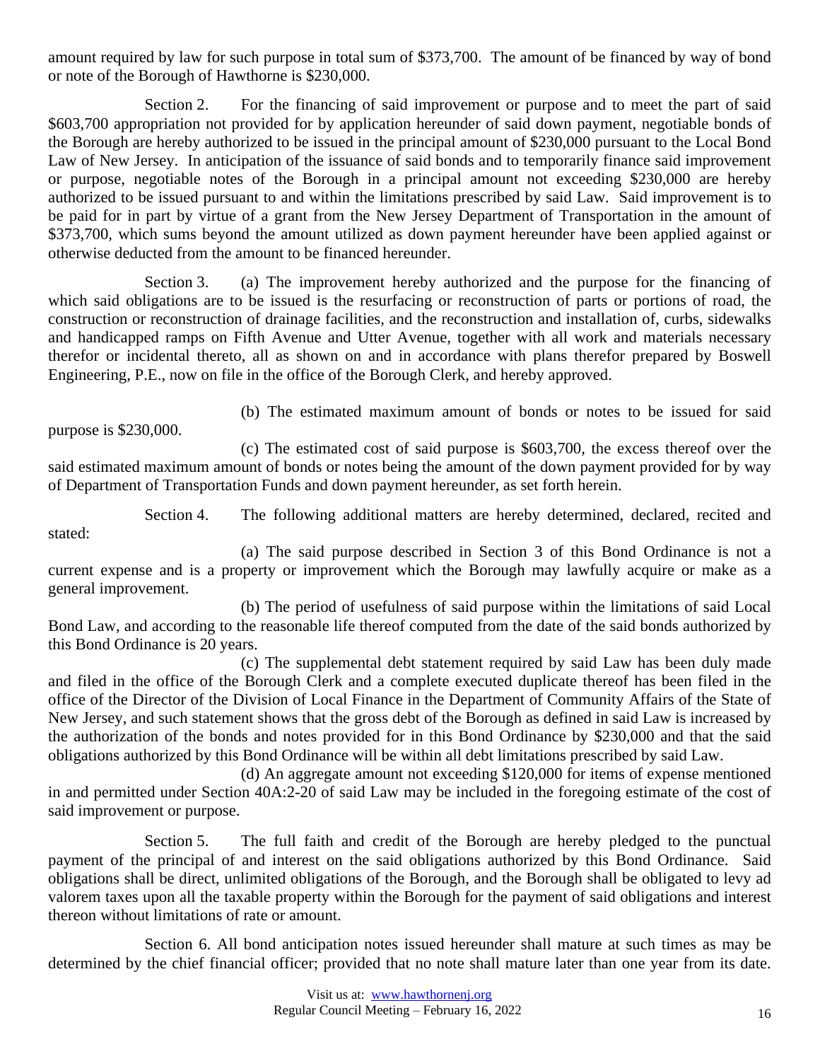amount required by law for such purpose in total sum of $373,700. The amount of be financed by way of bond or note of the Borough of Hawthorne is $230,000.

Section 2. For the financing of said improvement or purpose and to meet the part of said $603,700 appropriation not provided for by application hereunder of said down payment, negotiable bonds of the Borough are hereby authorized to be issued in the principal amount of $230,000 pursuant to the Local Bond Law of New Jersey. In anticipation of the issuance of said bonds and to temporarily finance said improvement or purpose, negotiable notes of the Borough in a principal amount not exceeding $230,000 are hereby authorized to be issued pursuant to and within the limitations prescribed by said Law. Said improvement is to be paid for in part by virtue of a grant from the New Jersey Department of Transportation in the amount of $373,700, which sums beyond the amount utilized as down payment hereunder have been applied against or otherwise deducted from the amount to be financed hereunder.

Section 3. (a) The improvement hereby authorized and the purpose for the financing of which said obligations are to be issued is the resurfacing or reconstruction of parts or portions of road, the construction or reconstruction of drainage facilities, and the reconstruction and installation of, curbs, sidewalks and handicapped ramps on Fifth Avenue and Utter Avenue, together with all work and materials necessary therefor or incidental thereto, all as shown on and in accordance with plans therefor prepared by Boswell Engineering, P.E., now on file in the office of the Borough Clerk, and hereby approved.

(b) The estimated maximum amount of bonds or notes to be issued for said purpose is $230,000.

(c) The estimated cost of said purpose is $603,700, the excess thereof over the said estimated maximum amount of bonds or notes being the amount of the down payment provided for by way of Department of Transportation Funds and down payment hereunder, as set forth herein.

Section 4. The following additional matters are hereby determined, declared, recited and stated:

(a) The said purpose described in Section 3 of this Bond Ordinance is not a current expense and is a property or improvement which the Borough may lawfully acquire or make as a general improvement.

(b) The period of usefulness of said purpose within the limitations of said Local Bond Law, and according to the reasonable life thereof computed from the date of the said bonds authorized by this Bond Ordinance is 20 years.

(c) The supplemental debt statement required by said Law has been duly made and filed in the office of the Borough Clerk and a complete executed duplicate thereof has been filed in the office of the Director of the Division of Local Finance in the Department of Community Affairs of the State of New Jersey, and such statement shows that the gross debt of the Borough as defined in said Law is increased by the authorization of the bonds and notes provided for in this Bond Ordinance by $230,000 and that the said obligations authorized by this Bond Ordinance will be within all debt limitations prescribed by said Law.

(d) An aggregate amount not exceeding $120,000 for items of expense mentioned in and permitted under Section 40A:2-20 of said Law may be included in the foregoing estimate of the cost of said improvement or purpose.

Section 5. The full faith and credit of the Borough are hereby pledged to the punctual payment of the principal of and interest on the said obligations authorized by this Bond Ordinance. Said obligations shall be direct, unlimited obligations of the Borough, and the Borough shall be obligated to levy ad valorem taxes upon all the taxable property within the Borough for the payment of said obligations and interest thereon without limitations of rate or amount.

Section 6. All bond anticipation notes issued hereunder shall mature at such times as may be determined by the chief financial officer; provided that no note shall mature later than one year from its date.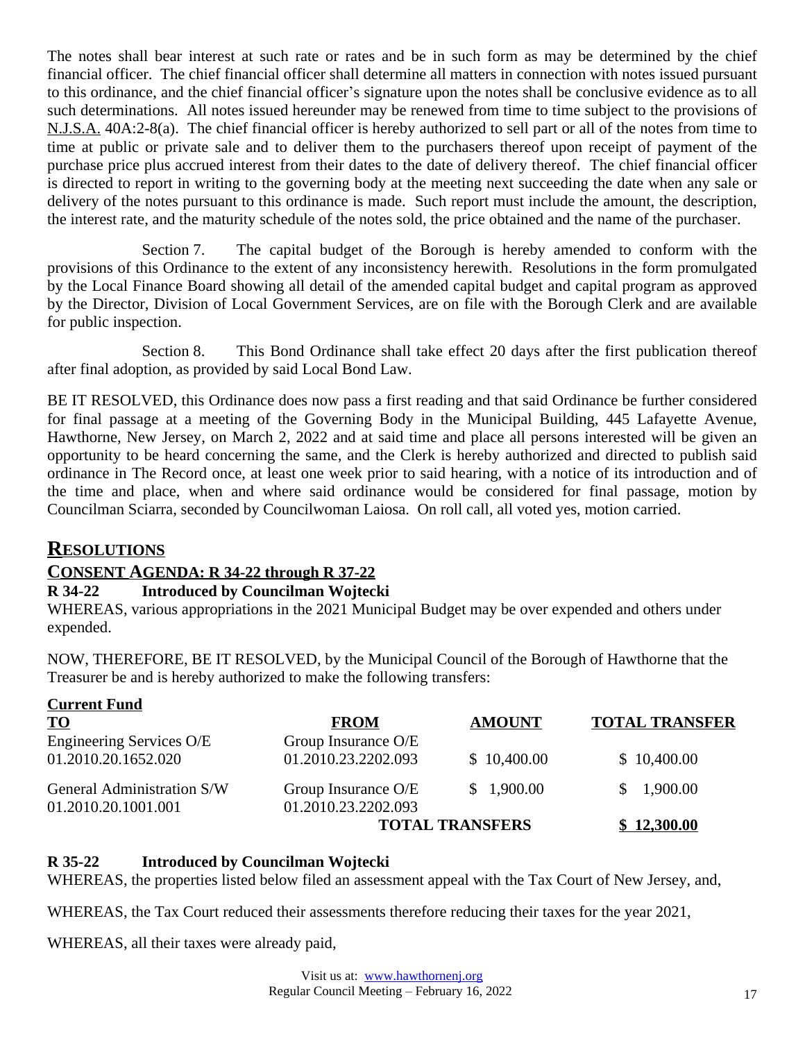The notes shall bear interest at such rate or rates and be in such form as may be determined by the chief financial officer. The chief financial officer shall determine all matters in connection with notes issued pursuant to this ordinance, and the chief financial officer's signature upon the notes shall be conclusive evidence as to all such determinations. All notes issued hereunder may be renewed from time to time subject to the provisions of N.J.S.A. 40A:2-8(a). The chief financial officer is hereby authorized to sell part or all of the notes from time to time at public or private sale and to deliver them to the purchasers thereof upon receipt of payment of the purchase price plus accrued interest from their dates to the date of delivery thereof. The chief financial officer is directed to report in writing to the governing body at the meeting next succeeding the date when any sale or delivery of the notes pursuant to this ordinance is made. Such report must include the amount, the description, the interest rate, and the maturity schedule of the notes sold, the price obtained and the name of the purchaser.

Section 7. The capital budget of the Borough is hereby amended to conform with the provisions of this Ordinance to the extent of any inconsistency herewith. Resolutions in the form promulgated by the Local Finance Board showing all detail of the amended capital budget and capital program as approved by the Director, Division of Local Government Services, are on file with the Borough Clerk and are available for public inspection.

Section 8. This Bond Ordinance shall take effect 20 days after the first publication thereof after final adoption, as provided by said Local Bond Law.

BE IT RESOLVED, this Ordinance does now pass a first reading and that said Ordinance be further considered for final passage at a meeting of the Governing Body in the Municipal Building, 445 Lafayette Avenue, Hawthorne, New Jersey, on March 2, 2022 and at said time and place all persons interested will be given an opportunity to be heard concerning the same, and the Clerk is hereby authorized and directed to publish said ordinance in The Record once, at least one week prior to said hearing, with a notice of its introduction and of the time and place, when and where said ordinance would be considered for final passage, motion by Councilman Sciarra, seconded by Councilwoman Laiosa. On roll call, all voted yes, motion carried.

## RESOLUTIONS

### CONSENT AGENDA: R 34-22 through R 37-22

**R 34-22 Introduced by Councilman Wojtecki**

WHEREAS, various appropriations in the 2021 Municipal Budget may be over expended and others under expended.

NOW, THEREFORE, BE IT RESOLVED, by the Municipal Council of the Borough of Hawthorne that the Treasurer be and is hereby authorized to make the following transfers:

**Current Fund**

| TO | FROM | AMOUNT | TOTAL TRANSFER |
|---|---|---|---|
| Engineering Services O/E 01.2010.20.1652.020 | Group Insurance O/E 01.2010.23.2202.093 | $ 10,400.00 | $ 10,400.00 |
| General Administration S/W 01.2010.20.1001.001 | Group Insurance O/E 01.2010.23.2202.093 | $ 1,900.00 | $ 1,900.00 |
| | | **TOTAL TRANSFERS** | **$ 12,300.00** |

**R 35-22 Introduced by Councilman Wojtecki**

WHEREAS, the properties listed below filed an assessment appeal with the Tax Court of New Jersey, and,

WHEREAS, the Tax Court reduced their assessments therefore reducing their taxes for the year 2021,

WHEREAS, all their taxes were already paid,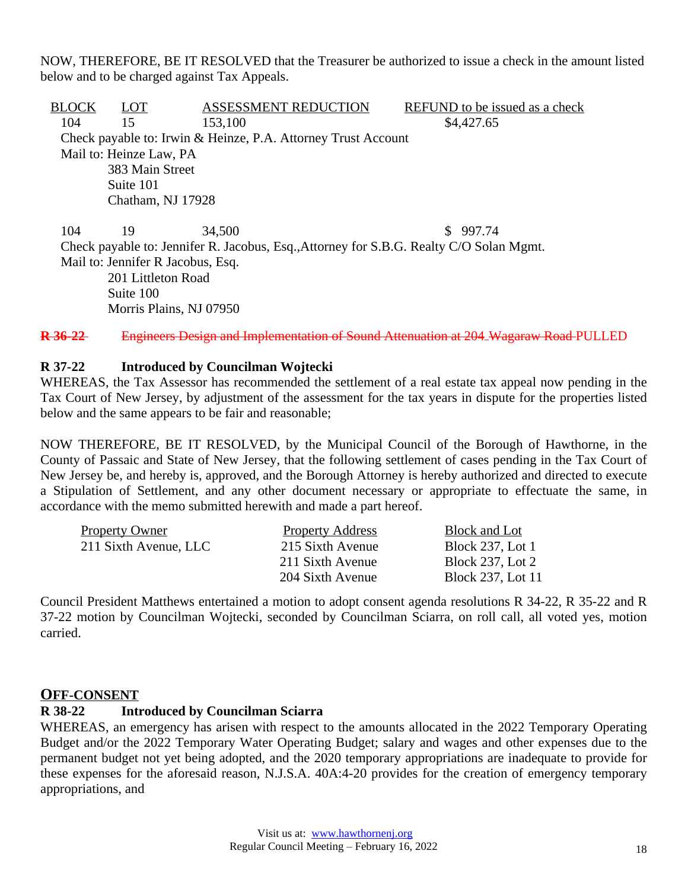NOW, THEREFORE, BE IT RESOLVED that the Treasurer be authorized to issue a check in the amount listed below and to be charged against Tax Appeals.

| BLOCK | LOT | ASSESSMENT REDUCTION | REFUND to be issued as a check |
|---|---|---|---|
| 104 | 15 | 153,100 | $4,427.65 |

Check payable to: Irwin & Heinze, P.A. Attorney Trust Account
Mail to: Heinze Law, PA
383 Main Street
Suite 101
Chatham, NJ 17928

| BLOCK | LOT | ASSESSMENT REDUCTION | REFUND to be issued as a check |
|---|---|---|---|
| 104 | 19 | 34,500 | $ 997.74 |

Check payable to: Jennifer R. Jacobus, Esq.,Attorney for S.B.G. Realty C/O Solan Mgmt.
Mail to: Jennifer R Jacobus, Esq.
201 Littleton Road
Suite 100
Morris Plains, NJ 07950

~~**R 36-22**~~ ~~Engineers Design and Implementation of Sound Attenuation at 204 Wagaraw Road~~ PULLED

**R 37-22 Introduced by Councilman Wojtecki**

WHEREAS, the Tax Assessor has recommended the settlement of a real estate tax appeal now pending in the Tax Court of New Jersey, by adjustment of the assessment for the tax years in dispute for the properties listed below and the same appears to be fair and reasonable;

NOW THEREFORE, BE IT RESOLVED, by the Municipal Council of the Borough of Hawthorne, in the County of Passaic and State of New Jersey, that the following settlement of cases pending in the Tax Court of New Jersey be, and hereby is, approved, and the Borough Attorney is hereby authorized and directed to execute a Stipulation of Settlement, and any other document necessary or appropriate to effectuate the same, in accordance with the memo submitted herewith and made a part hereof.

| Property Owner | Property Address | Block and Lot |
|---|---|---|
| 211 Sixth Avenue, LLC | 215 Sixth Avenue | Block 237, Lot 1 |
| | 211 Sixth Avenue | Block 237, Lot 2 |
| | 204 Sixth Avenue | Block 237, Lot 11 |

Council President Matthews entertained a motion to adopt consent agenda resolutions R 34-22, R 35-22 and R 37-22 motion by Councilman Wojtecki, seconded by Councilman Sciarra, on roll call, all voted yes, motion carried.

## OFF-CONSENT

**R 38-22 Introduced by Councilman Sciarra**

WHEREAS, an emergency has arisen with respect to the amounts allocated in the 2022 Temporary Operating Budget and/or the 2022 Temporary Water Operating Budget; salary and wages and other expenses due to the permanent budget not yet being adopted, and the 2020 temporary appropriations are inadequate to provide for these expenses for the aforesaid reason, N.J.S.A. 40A:4-20 provides for the creation of emergency temporary appropriations, and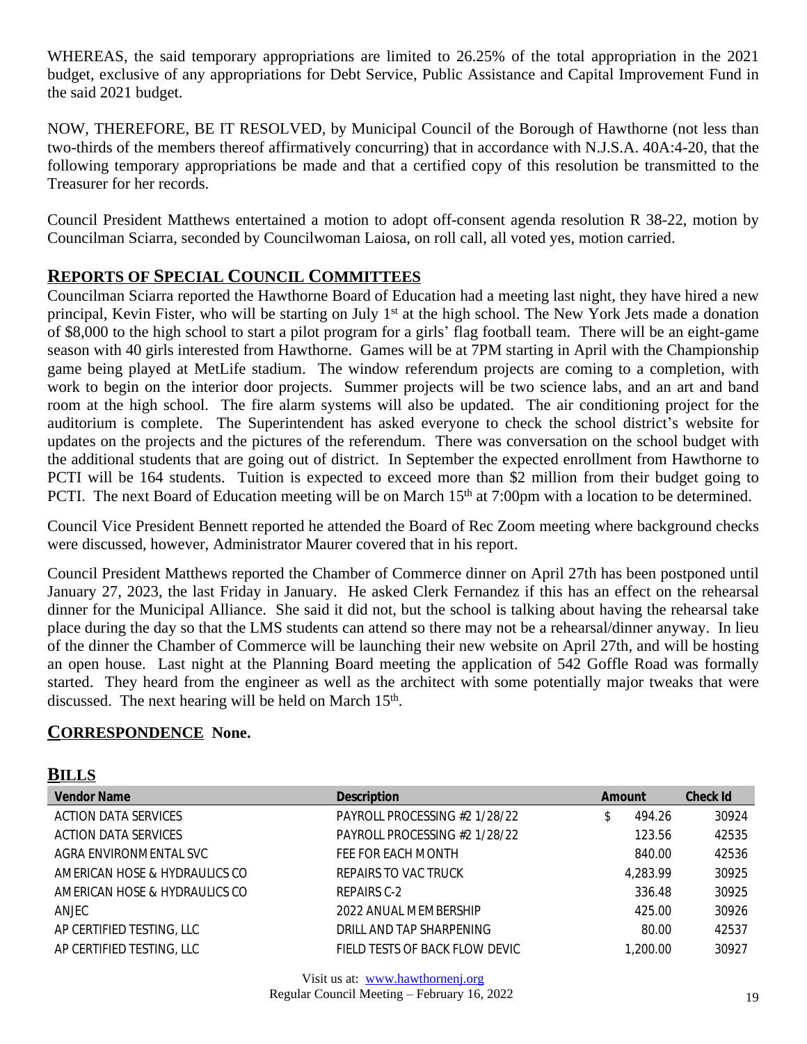WHEREAS, the said temporary appropriations are limited to 26.25% of the total appropriation in the 2021 budget, exclusive of any appropriations for Debt Service, Public Assistance and Capital Improvement Fund in the said 2021 budget.

NOW, THEREFORE, BE IT RESOLVED, by Municipal Council of the Borough of Hawthorne (not less than two-thirds of the members thereof affirmatively concurring) that in accordance with N.J.S.A. 40A:4-20, that the following temporary appropriations be made and that a certified copy of this resolution be transmitted to the Treasurer for her records.

Council President Matthews entertained a motion to adopt off-consent agenda resolution R 38-22, motion by Councilman Sciarra, seconded by Councilwoman Laiosa, on roll call, all voted yes, motion carried.

## REPORTS OF SPECIAL COUNCIL COMMITTEES

Councilman Sciarra reported the Hawthorne Board of Education had a meeting last night, they have hired a new principal, Kevin Fister, who will be starting on July 1st at the high school. The New York Jets made a donation of $8,000 to the high school to start a pilot program for a girls' flag football team. There will be an eight-game season with 40 girls interested from Hawthorne. Games will be at 7PM starting in April with the Championship game being played at MetLife stadium. The window referendum projects are coming to a completion, with work to begin on the interior door projects. Summer projects will be two science labs, and an art and band room at the high school. The fire alarm systems will also be updated. The air conditioning project for the auditorium is complete. The Superintendent has asked everyone to check the school district's website for updates on the projects and the pictures of the referendum. There was conversation on the school budget with the additional students that are going out of district. In September the expected enrollment from Hawthorne to PCTI will be 164 students. Tuition is expected to exceed more than $2 million from their budget going to PCTI. The next Board of Education meeting will be on March 15th at 7:00pm with a location to be determined.

Council Vice President Bennett reported he attended the Board of Rec Zoom meeting where background checks were discussed, however, Administrator Maurer covered that in his report.

Council President Matthews reported the Chamber of Commerce dinner on April 27th has been postponed until January 27, 2023, the last Friday in January. He asked Clerk Fernandez if this has an effect on the rehearsal dinner for the Municipal Alliance. She said it did not, but the school is talking about having the rehearsal take place during the day so that the LMS students can attend so there may not be a rehearsal/dinner anyway. In lieu of the dinner the Chamber of Commerce will be launching their new website on April 27th, and will be hosting an open house. Last night at the Planning Board meeting the application of 542 Goffle Road was formally started. They heard from the engineer as well as the architect with some potentially major tweaks that were discussed. The next hearing will be held on March 15th.

## CORRESPONDENCE None.

## BILLS

| Vendor Name | Description | Amount | Check Id |
|---|---|---|---|
| ACTION DATA SERVICES | PAYROLL PROCESSING #2 1/28/22 | $ 494.26 | 30924 |
| ACTION DATA SERVICES | PAYROLL PROCESSING #2 1/28/22 | 123.56 | 42535 |
| AGRA ENVIRONMENTAL SVC | FEE FOR EACH MONTH | 840.00 | 42536 |
| AMERICAN HOSE & HYDRAULICS CO | REPAIRS TO VAC TRUCK | 4,283.99 | 30925 |
| AMERICAN HOSE & HYDRAULICS CO | REPAIRS C-2 | 336.48 | 30925 |
| ANJEC | 2022 ANUAL MEMBERSHIP | 425.00 | 30926 |
| AP CERTIFIED TESTING, LLC | DRILL AND TAP SHARPENING | 80.00 | 42537 |
| AP CERTIFIED TESTING, LLC | FIELD TESTS OF BACK FLOW DEVIC | 1,200.00 | 30927 |

Visit us at: www.hawthornenj.org
Regular Council Meeting – February 16, 2022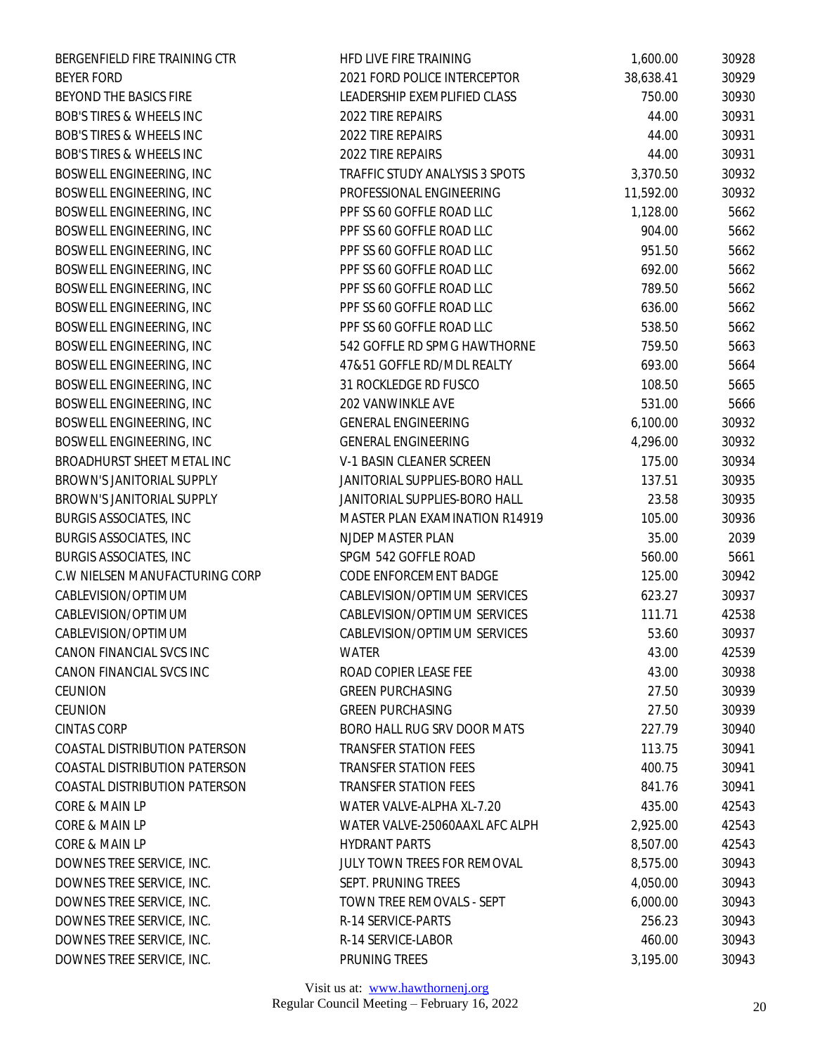| | | | |
|---|---|---|---|
| BERGENFIELD FIRE TRAINING CTR | HFD LIVE FIRE TRAINING | 1,600.00 | 30928 |
| BEYER FORD | 2021 FORD POLICE INTERCEPTOR | 38,638.41 | 30929 |
| BEYOND THE BASICS FIRE | LEADERSHIP EXEMPLIFIED CLASS | 750.00 | 30930 |
| BOB'S TIRES & WHEELS INC | 2022 TIRE REPAIRS | 44.00 | 30931 |
| BOB'S TIRES & WHEELS INC | 2022 TIRE REPAIRS | 44.00 | 30931 |
| BOB'S TIRES & WHEELS INC | 2022 TIRE REPAIRS | 44.00 | 30931 |
| BOSWELL ENGINEERING, INC | TRAFFIC STUDY ANALYSIS 3 SPOTS | 3,370.50 | 30932 |
| BOSWELL ENGINEERING, INC | PROFESSIONAL ENGINEERING | 11,592.00 | 30932 |
| BOSWELL ENGINEERING, INC | PPF SS 60 GOFFLE ROAD LLC | 1,128.00 | 5662 |
| BOSWELL ENGINEERING, INC | PPF SS 60 GOFFLE ROAD LLC | 904.00 | 5662 |
| BOSWELL ENGINEERING, INC | PPF SS 60 GOFFLE ROAD LLC | 951.50 | 5662 |
| BOSWELL ENGINEERING, INC | PPF SS 60 GOFFLE ROAD LLC | 692.00 | 5662 |
| BOSWELL ENGINEERING, INC | PPF SS 60 GOFFLE ROAD LLC | 789.50 | 5662 |
| BOSWELL ENGINEERING, INC | PPF SS 60 GOFFLE ROAD LLC | 636.00 | 5662 |
| BOSWELL ENGINEERING, INC | PPF SS 60 GOFFLE ROAD LLC | 538.50 | 5662 |
| BOSWELL ENGINEERING, INC | 542 GOFFLE RD SPMG HAWTHORNE | 759.50 | 5663 |
| BOSWELL ENGINEERING, INC | 47&51 GOFFLE RD/MDL REALTY | 693.00 | 5664 |
| BOSWELL ENGINEERING, INC | 31 ROCKLEDGE RD FUSCO | 108.50 | 5665 |
| BOSWELL ENGINEERING, INC | 202 VANWINKLE AVE | 531.00 | 5666 |
| BOSWELL ENGINEERING, INC | GENERAL ENGINEERING | 6,100.00 | 30932 |
| BOSWELL ENGINEERING, INC | GENERAL ENGINEERING | 4,296.00 | 30932 |
| BROADHURST SHEET METAL INC | V-1 BASIN CLEANER SCREEN | 175.00 | 30934 |
| BROWN'S JANITORIAL SUPPLY | JANITORIAL SUPPLIES-BORO HALL | 137.51 | 30935 |
| BROWN'S JANITORIAL SUPPLY | JANITORIAL SUPPLIES-BORO HALL | 23.58 | 30935 |
| BURGIS ASSOCIATES, INC | MASTER PLAN EXAMINATION R14919 | 105.00 | 30936 |
| BURGIS ASSOCIATES, INC | NJDEP MASTER PLAN | 35.00 | 2039 |
| BURGIS ASSOCIATES, INC | SPGM 542 GOFFLE ROAD | 560.00 | 5661 |
| C.W NIELSEN MANUFACTURING CORP | CODE ENFORCEMENT BADGE | 125.00 | 30942 |
| CABLEVISION/OPTIMUM | CABLEVISION/OPTIMUM SERVICES | 623.27 | 30937 |
| CABLEVISION/OPTIMUM | CABLEVISION/OPTIMUM SERVICES | 111.71 | 42538 |
| CABLEVISION/OPTIMUM | CABLEVISION/OPTIMUM SERVICES | 53.60 | 30937 |
| CANON FINANCIAL SVCS INC | WATER | 43.00 | 42539 |
| CANON FINANCIAL SVCS INC | ROAD COPIER LEASE FEE | 43.00 | 30938 |
| CEUNION | GREEN PURCHASING | 27.50 | 30939 |
| CEUNION | GREEN PURCHASING | 27.50 | 30939 |
| CINTAS CORP | BORO HALL RUG SRV DOOR MATS | 227.79 | 30940 |
| COASTAL DISTRIBUTION PATERSON | TRANSFER STATION FEES | 113.75 | 30941 |
| COASTAL DISTRIBUTION PATERSON | TRANSFER STATION FEES | 400.75 | 30941 |
| COASTAL DISTRIBUTION PATERSON | TRANSFER STATION FEES | 841.76 | 30941 |
| CORE & MAIN LP | WATER VALVE-ALPHA XL-7.20 | 435.00 | 42543 |
| CORE & MAIN LP | WATER VALVE-25060AAXL AFC ALPH | 2,925.00 | 42543 |
| CORE & MAIN LP | HYDRANT PARTS | 8,507.00 | 42543 |
| DOWNES TREE SERVICE, INC. | JULY TOWN TREES FOR REMOVAL | 8,575.00 | 30943 |
| DOWNES TREE SERVICE, INC. | SEPT. PRUNING TREES | 4,050.00 | 30943 |
| DOWNES TREE SERVICE, INC. | TOWN TREE REMOVALS - SEPT | 6,000.00 | 30943 |
| DOWNES TREE SERVICE, INC. | R-14 SERVICE-PARTS | 256.23 | 30943 |
| DOWNES TREE SERVICE, INC. | R-14 SERVICE-LABOR | 460.00 | 30943 |
| DOWNES TREE SERVICE, INC. | PRUNING TREES | 3,195.00 | 30943 |

Visit us at: www.hawthornenj.org
Regular Council Meeting – February 16, 2022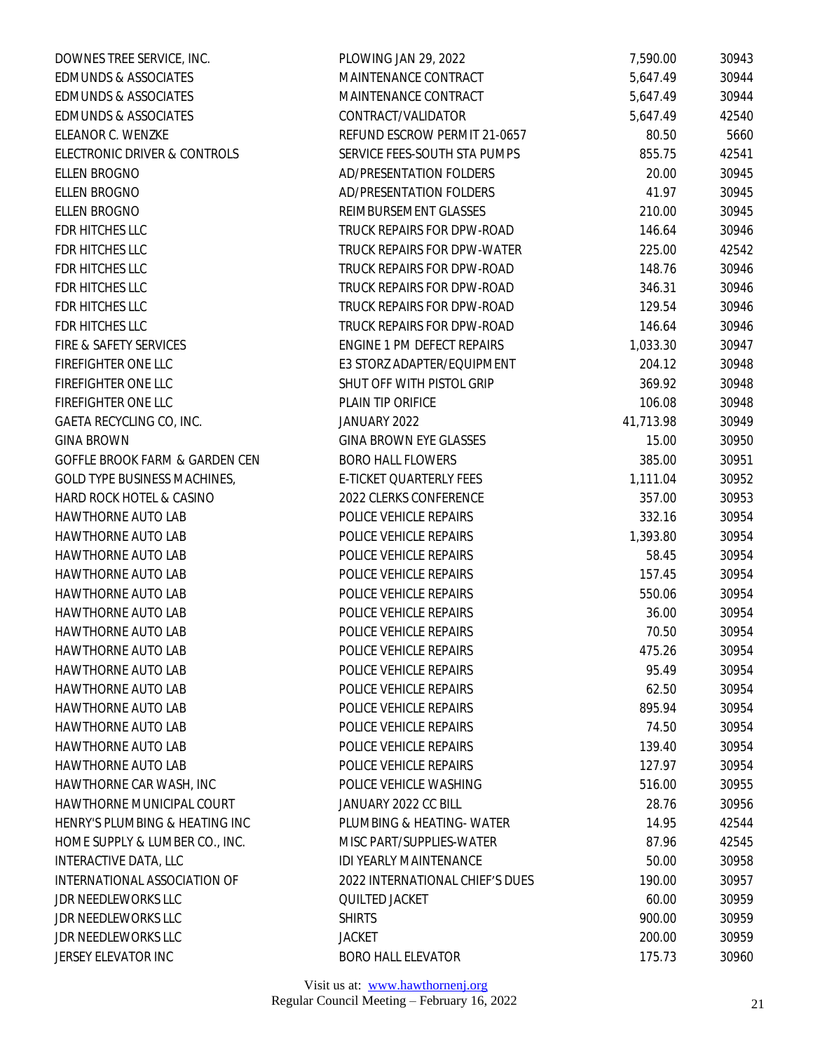| | | | |
|---|---|---|---|
| DOWNES TREE SERVICE, INC. | PLOWING JAN 29, 2022 | 7,590.00 | 30943 |
| EDMUNDS & ASSOCIATES | MAINTENANCE CONTRACT | 5,647.49 | 30944 |
| EDMUNDS & ASSOCIATES | MAINTENANCE CONTRACT | 5,647.49 | 30944 |
| EDMUNDS & ASSOCIATES | CONTRACT/VALIDATOR | 5,647.49 | 42540 |
| ELEANOR C. WENZKE | REFUND ESCROW PERMIT 21-0657 | 80.50 | 5660 |
| ELECTRONIC DRIVER & CONTROLS | SERVICE FEES-SOUTH STA PUMPS | 855.75 | 42541 |
| ELLEN BROGNO | AD/PRESENTATION FOLDERS | 20.00 | 30945 |
| ELLEN BROGNO | AD/PRESENTATION FOLDERS | 41.97 | 30945 |
| ELLEN BROGNO | REIMBURSEMENT GLASSES | 210.00 | 30945 |
| FDR HITCHES LLC | TRUCK REPAIRS FOR DPW-ROAD | 146.64 | 30946 |
| FDR HITCHES LLC | TRUCK REPAIRS FOR DPW-WATER | 225.00 | 42542 |
| FDR HITCHES LLC | TRUCK REPAIRS FOR DPW-ROAD | 148.76 | 30946 |
| FDR HITCHES LLC | TRUCK REPAIRS FOR DPW-ROAD | 346.31 | 30946 |
| FDR HITCHES LLC | TRUCK REPAIRS FOR DPW-ROAD | 129.54 | 30946 |
| FDR HITCHES LLC | TRUCK REPAIRS FOR DPW-ROAD | 146.64 | 30946 |
| FIRE & SAFETY SERVICES | ENGINE 1 PM DEFECT REPAIRS | 1,033.30 | 30947 |
| FIREFIGHTER ONE LLC | E3 STORZ ADAPTER/EQUIPMENT | 204.12 | 30948 |
| FIREFIGHTER ONE LLC | SHUT OFF WITH PISTOL GRIP | 369.92 | 30948 |
| FIREFIGHTER ONE LLC | PLAIN TIP ORIFICE | 106.08 | 30948 |
| GAETA RECYCLING CO, INC. | JANUARY 2022 | 41,713.98 | 30949 |
| GINA BROWN | GINA BROWN EYE GLASSES | 15.00 | 30950 |
| GOFFLE BROOK FARM & GARDEN CEN | BORO HALL FLOWERS | 385.00 | 30951 |
| GOLD TYPE BUSINESS MACHINES, | E-TICKET QUARTERLY FEES | 1,111.04 | 30952 |
| HARD ROCK HOTEL & CASINO | 2022 CLERKS CONFERENCE | 357.00 | 30953 |
| HAWTHORNE AUTO LAB | POLICE VEHICLE REPAIRS | 332.16 | 30954 |
| HAWTHORNE AUTO LAB | POLICE VEHICLE REPAIRS | 1,393.80 | 30954 |
| HAWTHORNE AUTO LAB | POLICE VEHICLE REPAIRS | 58.45 | 30954 |
| HAWTHORNE AUTO LAB | POLICE VEHICLE REPAIRS | 157.45 | 30954 |
| HAWTHORNE AUTO LAB | POLICE VEHICLE REPAIRS | 550.06 | 30954 |
| HAWTHORNE AUTO LAB | POLICE VEHICLE REPAIRS | 36.00 | 30954 |
| HAWTHORNE AUTO LAB | POLICE VEHICLE REPAIRS | 70.50 | 30954 |
| HAWTHORNE AUTO LAB | POLICE VEHICLE REPAIRS | 475.26 | 30954 |
| HAWTHORNE AUTO LAB | POLICE VEHICLE REPAIRS | 95.49 | 30954 |
| HAWTHORNE AUTO LAB | POLICE VEHICLE REPAIRS | 62.50 | 30954 |
| HAWTHORNE AUTO LAB | POLICE VEHICLE REPAIRS | 895.94 | 30954 |
| HAWTHORNE AUTO LAB | POLICE VEHICLE REPAIRS | 74.50 | 30954 |
| HAWTHORNE AUTO LAB | POLICE VEHICLE REPAIRS | 139.40 | 30954 |
| HAWTHORNE AUTO LAB | POLICE VEHICLE REPAIRS | 127.97 | 30954 |
| HAWTHORNE CAR WASH, INC | POLICE VEHICLE WASHING | 516.00 | 30955 |
| HAWTHORNE MUNICIPAL COURT | JANUARY 2022 CC BILL | 28.76 | 30956 |
| HENRY'S PLUMBING & HEATING INC | PLUMBING & HEATING- WATER | 14.95 | 42544 |
| HOME SUPPLY & LUMBER CO., INC. | MISC PART/SUPPLIES-WATER | 87.96 | 42545 |
| INTERACTIVE DATA, LLC | IDI YEARLY MAINTENANCE | 50.00 | 30958 |
| INTERNATIONAL ASSOCIATION OF | 2022 INTERNATIONAL CHIEF'S DUES | 190.00 | 30957 |
| JDR NEEDLEWORKS LLC | QUILTED JACKET | 60.00 | 30959 |
| JDR NEEDLEWORKS LLC | SHIRTS | 900.00 | 30959 |
| JDR NEEDLEWORKS LLC | JACKET | 200.00 | 30959 |
| JERSEY ELEVATOR INC | BORO HALL ELEVATOR | 175.73 | 30960 |

Visit us at: www.hawthornenj.org
Regular Council Meeting – February 16, 2022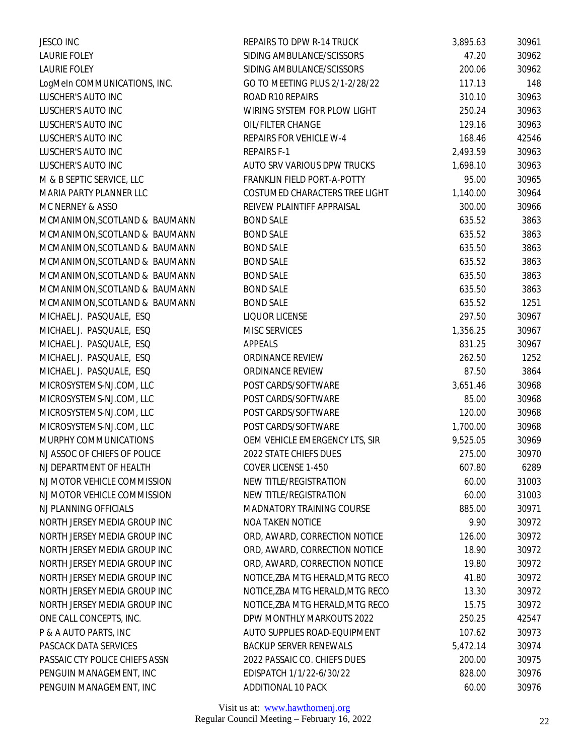| | | | |
|---|---|---|---|
| JESCO INC | REPAIRS TO DPW R-14 TRUCK | 3,895.63 | 30961 |
| LAURIE FOLEY | SIDING AMBULANCE/SCISSORS | 47.20 | 30962 |
| LAURIE FOLEY | SIDING AMBULANCE/SCISSORS | 200.06 | 30962 |
| LogMeIn COMMUNICATIONS, INC. | GO TO MEETING PLUS 2/1-2/28/22 | 117.13 | 148 |
| LUSCHER'S AUTO INC | ROAD R10 REPAIRS | 310.10 | 30963 |
| LUSCHER'S AUTO INC | WIRING SYSTEM FOR PLOW LIGHT | 250.24 | 30963 |
| LUSCHER'S AUTO INC | OIL/FILTER CHANGE | 129.16 | 30963 |
| LUSCHER'S AUTO INC | REPAIRS FOR VEHICLE W-4 | 168.46 | 42546 |
| LUSCHER'S AUTO INC | REPAIRS F-1 | 2,493.59 | 30963 |
| LUSCHER'S AUTO INC | AUTO SRV VARIOUS DPW TRUCKS | 1,698.10 | 30963 |
| M & B SEPTIC SERVICE, LLC | FRANKLIN FIELD PORT-A-POTTY | 95.00 | 30965 |
| MARIA PARTY PLANNER LLC | COSTUMED CHARACTERS TREE LIGHT | 1,140.00 | 30964 |
| MC NERNEY & ASSO | REIVEW PLAINTIFF APPRAISAL | 300.00 | 30966 |
| MCMANIMON,SCOTLAND & BAUMANN | BOND SALE | 635.52 | 3863 |
| MCMANIMON,SCOTLAND & BAUMANN | BOND SALE | 635.52 | 3863 |
| MCMANIMON,SCOTLAND & BAUMANN | BOND SALE | 635.50 | 3863 |
| MCMANIMON,SCOTLAND & BAUMANN | BOND SALE | 635.52 | 3863 |
| MCMANIMON,SCOTLAND & BAUMANN | BOND SALE | 635.50 | 3863 |
| MCMANIMON,SCOTLAND & BAUMANN | BOND SALE | 635.50 | 3863 |
| MCMANIMON,SCOTLAND & BAUMANN | BOND SALE | 635.52 | 1251 |
| MICHAEL J. PASQUALE, ESQ | LIQUOR LICENSE | 297.50 | 30967 |
| MICHAEL J. PASQUALE, ESQ | MISC SERVICES | 1,356.25 | 30967 |
| MICHAEL J. PASQUALE, ESQ | APPEALS | 831.25 | 30967 |
| MICHAEL J. PASQUALE, ESQ | ORDINANCE REVIEW | 262.50 | 1252 |
| MICHAEL J. PASQUALE, ESQ | ORDINANCE REVIEW | 87.50 | 3864 |
| MICROSYSTEMS-NJ.COM, LLC | POST CARDS/SOFTWARE | 3,651.46 | 30968 |
| MICROSYSTEMS-NJ.COM, LLC | POST CARDS/SOFTWARE | 85.00 | 30968 |
| MICROSYSTEMS-NJ.COM, LLC | POST CARDS/SOFTWARE | 120.00 | 30968 |
| MICROSYSTEMS-NJ.COM, LLC | POST CARDS/SOFTWARE | 1,700.00 | 30968 |
| MURPHY COMMUNICATIONS | OEM VEHICLE EMERGENCY LTS, SIR | 9,525.05 | 30969 |
| NJ ASSOC OF CHIEFS OF POLICE | 2022 STATE CHIEFS DUES | 275.00 | 30970 |
| NJ DEPARTMENT OF HEALTH | COVER LICENSE 1-450 | 607.80 | 6289 |
| NJ MOTOR VEHICLE COMMISSION | NEW TITLE/REGISTRATION | 60.00 | 31003 |
| NJ MOTOR VEHICLE COMMISSION | NEW TITLE/REGISTRATION | 60.00 | 31003 |
| NJ PLANNING OFFICIALS | MADNATORY TRAINING COURSE | 885.00 | 30971 |
| NORTH JERSEY MEDIA GROUP INC | NOA TAKEN NOTICE | 9.90 | 30972 |
| NORTH JERSEY MEDIA GROUP INC | ORD, AWARD, CORRECTION NOTICE | 126.00 | 30972 |
| NORTH JERSEY MEDIA GROUP INC | ORD, AWARD, CORRECTION NOTICE | 18.90 | 30972 |
| NORTH JERSEY MEDIA GROUP INC | ORD, AWARD, CORRECTION NOTICE | 19.80 | 30972 |
| NORTH JERSEY MEDIA GROUP INC | NOTICE,ZBA MTG HERALD,MTG RECO | 41.80 | 30972 |
| NORTH JERSEY MEDIA GROUP INC | NOTICE,ZBA MTG HERALD,MTG RECO | 13.30 | 30972 |
| NORTH JERSEY MEDIA GROUP INC | NOTICE,ZBA MTG HERALD,MTG RECO | 15.75 | 30972 |
| ONE CALL CONCEPTS, INC. | DPW MONTHLY MARKOUTS 2022 | 250.25 | 42547 |
| P & A AUTO PARTS, INC | AUTO SUPPLIES ROAD-EQUIPMENT | 107.62 | 30973 |
| PASCACK DATA SERVICES | BACKUP SERVER RENEWALS | 5,472.14 | 30974 |
| PASSAIC CTY POLICE CHIEFS ASSN | 2022 PASSAIC CO. CHIEFS DUES | 200.00 | 30975 |
| PENGUIN MANAGEMENT, INC | EDISPATCH 1/1/22-6/30/22 | 828.00 | 30976 |
| PENGUIN MANAGEMENT, INC | ADDITIONAL 10 PACK | 60.00 | 30976 |

Visit us at: www.hawthornenj.org
Regular Council Meeting – February 16, 2022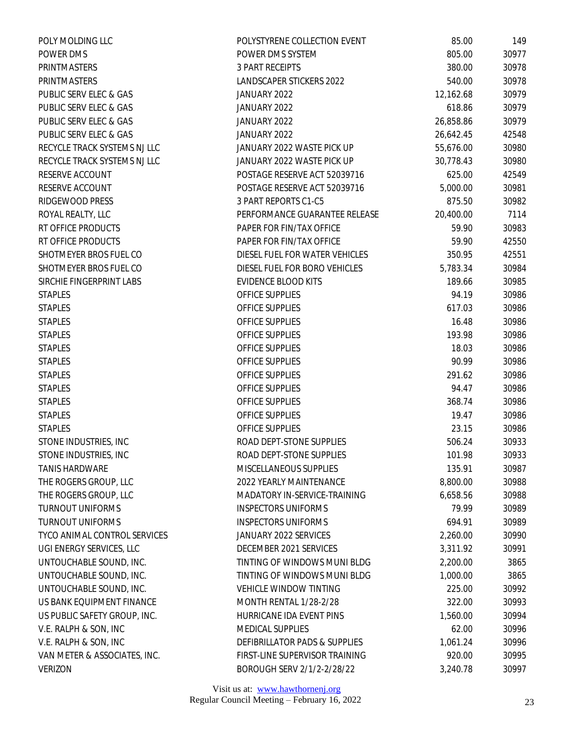| | | | |
|---|---|---|---|
| POLY MOLDING LLC | POLYSTYRENE COLLECTION EVENT | 85.00 | 149 |
| POWER DMS | POWER DMS SYSTEM | 805.00 | 30977 |
| PRINTMASTERS | 3 PART RECEIPTS | 380.00 | 30978 |
| PRINTMASTERS | LANDSCAPER STICKERS 2022 | 540.00 | 30978 |
| PUBLIC SERV ELEC & GAS | JANUARY 2022 | 12,162.68 | 30979 |
| PUBLIC SERV ELEC & GAS | JANUARY 2022 | 618.86 | 30979 |
| PUBLIC SERV ELEC & GAS | JANUARY 2022 | 26,858.86 | 30979 |
| PUBLIC SERV ELEC & GAS | JANUARY 2022 | 26,642.45 | 42548 |
| RECYCLE TRACK SYSTEMS NJ LLC | JANUARY 2022 WASTE PICK UP | 55,676.00 | 30980 |
| RECYCLE TRACK SYSTEMS NJ LLC | JANUARY 2022 WASTE PICK UP | 30,778.43 | 30980 |
| RESERVE ACCOUNT | POSTAGE RESERVE ACT 52039716 | 625.00 | 42549 |
| RESERVE ACCOUNT | POSTAGE RESERVE ACT 52039716 | 5,000.00 | 30981 |
| RIDGEWOOD PRESS | 3 PART REPORTS C1-C5 | 875.50 | 30982 |
| ROYAL REALTY, LLC | PERFORMANCE GUARANTEE RELEASE | 20,400.00 | 7114 |
| RT OFFICE PRODUCTS | PAPER FOR FIN/TAX OFFICE | 59.90 | 30983 |
| RT OFFICE PRODUCTS | PAPER FOR FIN/TAX OFFICE | 59.90 | 42550 |
| SHOTMEYER BROS FUEL CO | DIESEL FUEL FOR WATER VEHICLES | 350.95 | 42551 |
| SHOTMEYER BROS FUEL CO | DIESEL FUEL FOR BORO VEHICLES | 5,783.34 | 30984 |
| SIRCHIE FINGERPRINT LABS | EVIDENCE BLOOD KITS | 189.66 | 30985 |
| STAPLES | OFFICE SUPPLIES | 94.19 | 30986 |
| STAPLES | OFFICE SUPPLIES | 617.03 | 30986 |
| STAPLES | OFFICE SUPPLIES | 16.48 | 30986 |
| STAPLES | OFFICE SUPPLIES | 193.98 | 30986 |
| STAPLES | OFFICE SUPPLIES | 18.03 | 30986 |
| STAPLES | OFFICE SUPPLIES | 90.99 | 30986 |
| STAPLES | OFFICE SUPPLIES | 291.62 | 30986 |
| STAPLES | OFFICE SUPPLIES | 94.47 | 30986 |
| STAPLES | OFFICE SUPPLIES | 368.74 | 30986 |
| STAPLES | OFFICE SUPPLIES | 19.47 | 30986 |
| STAPLES | OFFICE SUPPLIES | 23.15 | 30986 |
| STONE INDUSTRIES, INC | ROAD DEPT-STONE SUPPLIES | 506.24 | 30933 |
| STONE INDUSTRIES, INC | ROAD DEPT-STONE SUPPLIES | 101.98 | 30933 |
| TANIS HARDWARE | MISCELLANEOUS SUPPLIES | 135.91 | 30987 |
| THE ROGERS GROUP, LLC | 2022 YEARLY MAINTENANCE | 8,800.00 | 30988 |
| THE ROGERS GROUP, LLC | MADATORY IN-SERVICE-TRAINING | 6,658.56 | 30988 |
| TURNOUT UNIFORMS | INSPECTORS UNIFORMS | 79.99 | 30989 |
| TURNOUT UNIFORMS | INSPECTORS UNIFORMS | 694.91 | 30989 |
| TYCO ANIMAL CONTROL SERVICES | JANUARY 2022 SERVICES | 2,260.00 | 30990 |
| UGI ENERGY SERVICES, LLC | DECEMBER 2021 SERVICES | 3,311.92 | 30991 |
| UNTOUCHABLE SOUND, INC. | TINTING OF WINDOWS MUNI BLDG | 2,200.00 | 3865 |
| UNTOUCHABLE SOUND, INC. | TINTING OF WINDOWS MUNI BLDG | 1,000.00 | 3865 |
| UNTOUCHABLE SOUND, INC. | VEHICLE WINDOW TINTING | 225.00 | 30992 |
| US BANK EQUIPMENT FINANCE | MONTH RENTAL 1/28-2/28 | 322.00 | 30993 |
| US PUBLIC SAFETY GROUP, INC. | HURRICANE IDA EVENT PINS | 1,560.00 | 30994 |
| V.E. RALPH & SON, INC | MEDICAL SUPPLIES | 62.00 | 30996 |
| V.E. RALPH & SON, INC | DEFIBRILLATOR PADS & SUPPLIES | 1,061.24 | 30996 |
| VAN METER & ASSOCIATES, INC. | FIRST-LINE SUPERVISOR TRAINING | 920.00 | 30995 |
| VERIZON | BOROUGH SERV 2/1/2-2/28/22 | 3,240.78 | 30997 |

Visit us at: www.hawthornenj.org
Regular Council Meeting – February 16, 2022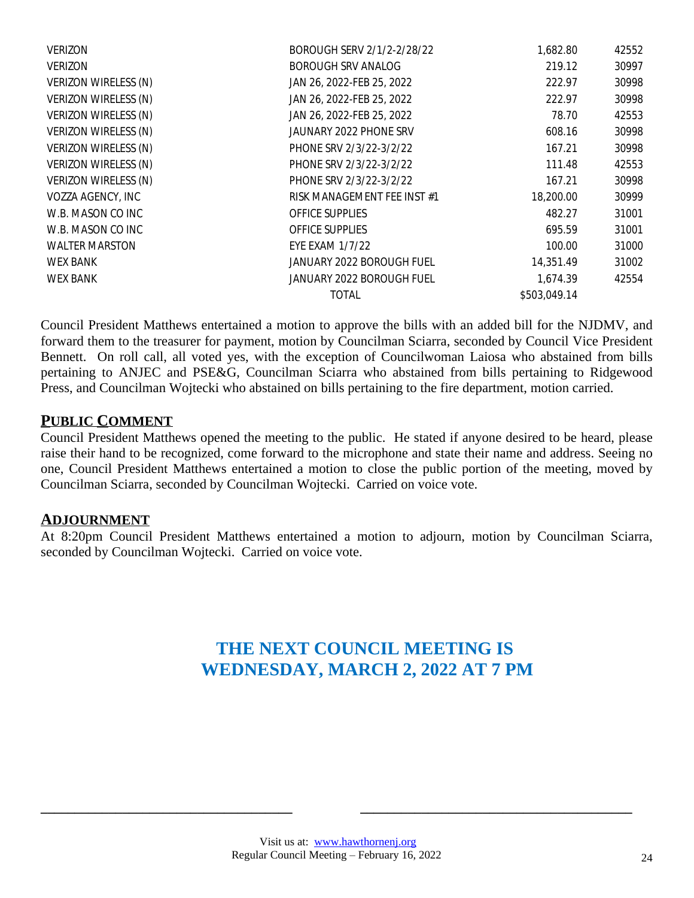| | | | |
|---|---|---|---|
| VERIZON | BOROUGH SERV 2/1/2-2/28/22 | 1,682.80 | 42552 |
| VERIZON | BOROUGH SRV ANALOG | 219.12 | 30997 |
| VERIZON WIRELESS (N) | JAN 26, 2022-FEB 25, 2022 | 222.97 | 30998 |
| VERIZON WIRELESS (N) | JAN 26, 2022-FEB 25, 2022 | 222.97 | 30998 |
| VERIZON WIRELESS (N) | JAN 26, 2022-FEB 25, 2022 | 78.70 | 42553 |
| VERIZON WIRELESS (N) | JAUNARY 2022 PHONE SRV | 608.16 | 30998 |
| VERIZON WIRELESS (N) | PHONE SRV 2/3/22-3/2/22 | 167.21 | 30998 |
| VERIZON WIRELESS (N) | PHONE SRV 2/3/22-3/2/22 | 111.48 | 42553 |
| VERIZON WIRELESS (N) | PHONE SRV 2/3/22-3/2/22 | 167.21 | 30998 |
| VOZZA AGENCY, INC | RISK MANAGEMENT FEE INST #1 | 18,200.00 | 30999 |
| W.B. MASON CO INC | OFFICE SUPPLIES | 482.27 | 31001 |
| W.B. MASON CO INC | OFFICE SUPPLIES | 695.59 | 31001 |
| WALTER MARSTON | EYE EXAM 1/7/22 | 100.00 | 31000 |
| WEX BANK | JANUARY 2022 BOROUGH FUEL | 14,351.49 | 31002 |
| WEX BANK | JANUARY 2022 BOROUGH FUEL | 1,674.39 | 42554 |
| | TOTAL | $503,049.14 | |

Council President Matthews entertained a motion to approve the bills with an added bill for the NJDMV, and forward them to the treasurer for payment, motion by Councilman Sciarra, seconded by Council Vice President Bennett. On roll call, all voted yes, with the exception of Councilwoman Laiosa who abstained from bills pertaining to ANJEC and PSE&G, Councilman Sciarra who abstained from bills pertaining to Ridgewood Press, and Councilman Wojtecki who abstained on bills pertaining to the fire department, motion carried.

## PUBLIC COMMENT

Council President Matthews opened the meeting to the public. He stated if anyone desired to be heard, please raise their hand to be recognized, come forward to the microphone and state their name and address. Seeing no one, Council President Matthews entertained a motion to close the public portion of the meeting, moved by Councilman Sciarra, seconded by Councilman Wojtecki. Carried on voice vote.

## ADJOURNMENT

At 8:20pm Council President Matthews entertained a motion to adjourn, motion by Councilman Sciarra, seconded by Councilman Wojtecki. Carried on voice vote.

**THE NEXT COUNCIL MEETING IS WEDNESDAY, MARCH 2, 2022 AT 7 PM**

\_\_\_\_\_\_\_\_\_\_\_\_\_\_\_\_\_\_\_\_\_\_\_\_\_\_\_\_\_\_\_\_\_\_\_\_ \_\_\_\_\_\_\_\_\_\_\_\_\_\_\_\_\_\_\_\_\_\_\_\_\_\_\_\_\_\_\_\_\_\_\_\_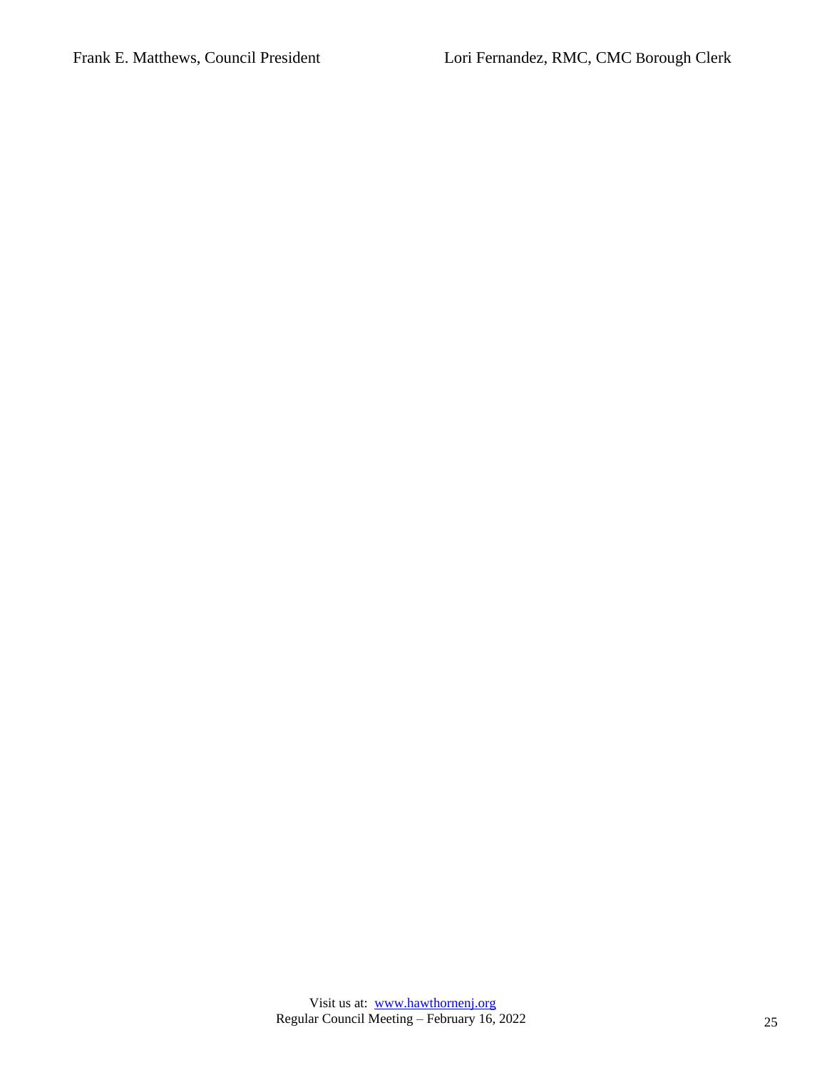Frank E. Matthews, Council President Lori Fernandez, RMC, CMC Borough Clerk